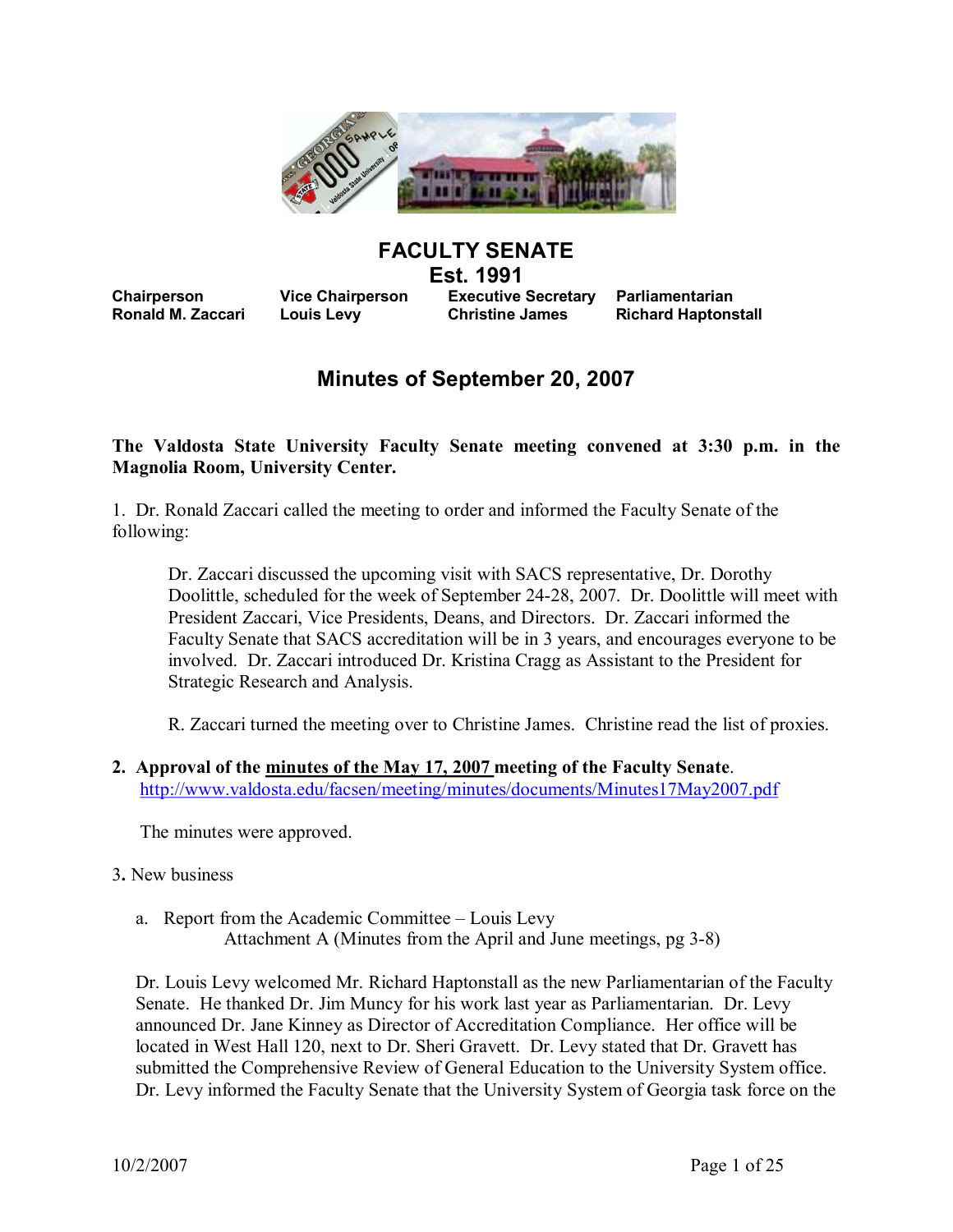# FACULTY SENATE

**Est. 1991**

| Chairperson | Vice Chairperson | Executive Secretary | Parliamentarian |
|---|---|---|---|
| Ronald M. Zaccari | Louis Levy | Christine James | Richard Haptonstall |

## Minutes of September 20, 2007

**The Valdosta State University Faculty Senate meeting convened at 3:30 p.m. in the Magnolia Room, University Center.**

1. Dr. Ronald Zaccari called the meeting to order and informed the Faculty Senate of the following:

   Dr. Zaccari discussed the upcoming visit with SACS representative, Dr. Dorothy Doolittle, scheduled for the week of September 24-28, 2007. Dr. Doolittle will meet with President Zaccari, Vice Presidents, Deans, and Directors. Dr. Zaccari informed the Faculty Senate that SACS accreditation will be in 3 years, and encourages everyone to be involved. Dr. Zaccari introduced Dr. Kristina Cragg as Assistant to the President for Strategic Research and Analysis.

   R. Zaccari turned the meeting over to Christine James. Christine read the list of proxies.

2. **Approval of the minutes of the May 17, 2007 meeting of the Faculty Senate**.
   http://www.valdosta.edu/facsen/meeting/minutes/documents/Minutes17May2007.pdf

   The minutes were approved.

3. New business

   a. Report from the Academic Committee – Louis Levy
      Attachment A (Minutes from the April and June meetings, pg 3-8)

   Dr. Louis Levy welcomed Mr. Richard Haptonstall as the new Parliamentarian of the Faculty Senate. He thanked Dr. Jim Muncy for his work last year as Parliamentarian. Dr. Levy announced Dr. Jane Kinney as Director of Accreditation Compliance. Her office will be located in West Hall 120, next to Dr. Sheri Gravett. Dr. Levy stated that Dr. Gravett has submitted the Comprehensive Review of General Education to the University System office. Dr. Levy informed the Faculty Senate that the University System of Georgia task force on the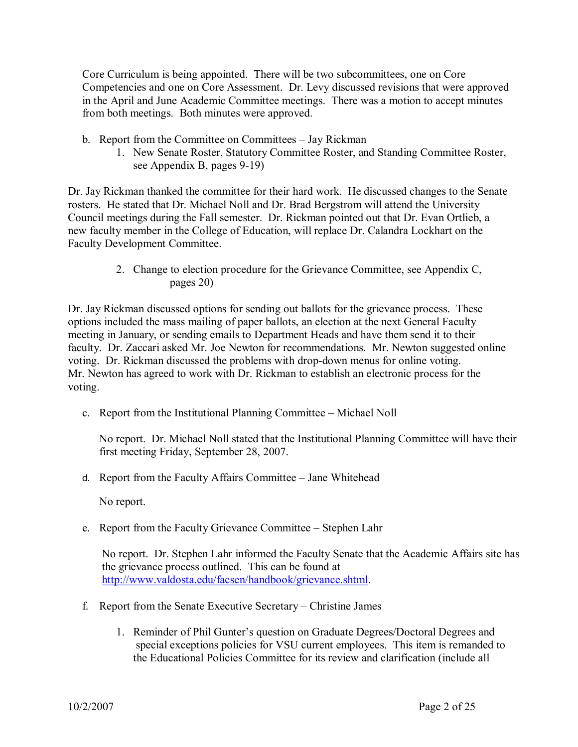Core Curriculum is being appointed. There will be two subcommittees, one on Core Competencies and one on Core Assessment. Dr. Levy discussed revisions that were approved in the April and June Academic Committee meetings. There was a motion to accept minutes from both meetings. Both minutes were approved.

b. Report from the Committee on Committees – Jay Rickman

   1. New Senate Roster, Statutory Committee Roster, and Standing Committee Roster, see Appendix B, pages 9-19)

Dr. Jay Rickman thanked the committee for their hard work. He discussed changes to the Senate rosters. He stated that Dr. Michael Noll and Dr. Brad Bergstrom will attend the University Council meetings during the Fall semester. Dr. Rickman pointed out that Dr. Evan Ortlieb, a new faculty member in the College of Education, will replace Dr. Calandra Lockhart on the Faculty Development Committee.

   2. Change to election procedure for the Grievance Committee, see Appendix C, pages 20)

Dr. Jay Rickman discussed options for sending out ballots for the grievance process. These options included the mass mailing of paper ballots, an election at the next General Faculty meeting in January, or sending emails to Department Heads and have them send it to their faculty. Dr. Zaccari asked Mr. Joe Newton for recommendations. Mr. Newton suggested online voting. Dr. Rickman discussed the problems with drop-down menus for online voting. Mr. Newton has agreed to work with Dr. Rickman to establish an electronic process for the voting.

c. Report from the Institutional Planning Committee – Michael Noll

   No report. Dr. Michael Noll stated that the Institutional Planning Committee will have their first meeting Friday, September 28, 2007.

d. Report from the Faculty Affairs Committee – Jane Whitehead

   No report.

e. Report from the Faculty Grievance Committee – Stephen Lahr

   No report. Dr. Stephen Lahr informed the Faculty Senate that the Academic Affairs site has the grievance process outlined. This can be found at http://www.valdosta.edu/facsen/handbook/grievance.shtml.

f. Report from the Senate Executive Secretary – Christine James

   1. Reminder of Phil Gunter's question on Graduate Degrees/Doctoral Degrees and special exceptions policies for VSU current employees. This item is remanded to the Educational Policies Committee for its review and clarification (include all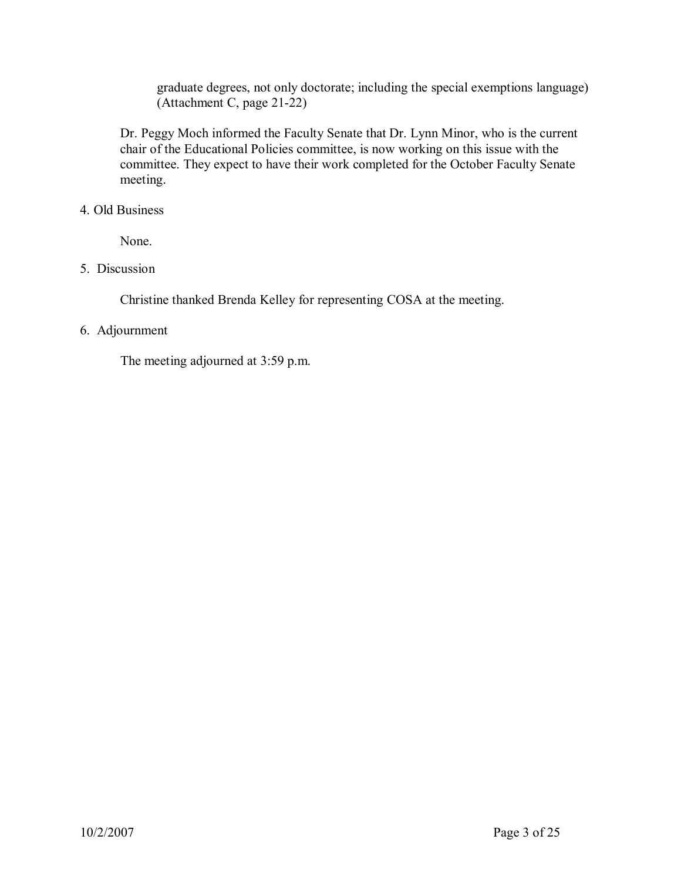graduate degrees, not only doctorate; including the special exemptions language) (Attachment C, page 21-22)

Dr. Peggy Moch informed the Faculty Senate that Dr. Lynn Minor, who is the current chair of the Educational Policies committee, is now working on this issue with the committee. They expect to have their work completed for the October Faculty Senate meeting.

4. Old Business

   None.

5. Discussion

   Christine thanked Brenda Kelley for representing COSA at the meeting.

6. Adjournment

   The meeting adjourned at 3:59 p.m.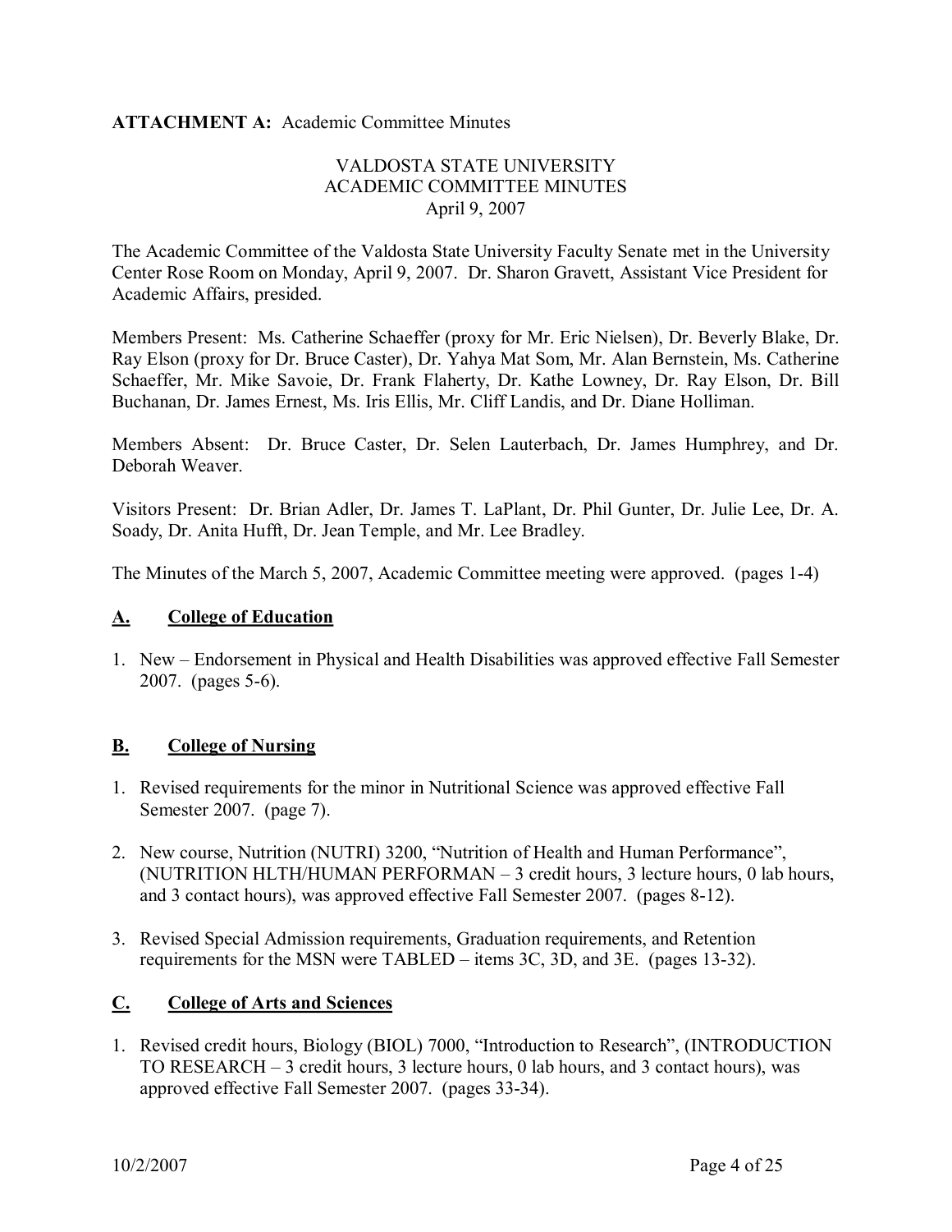**ATTACHMENT A:** Academic Committee Minutes

VALDOSTA STATE UNIVERSITY
ACADEMIC COMMITTEE MINUTES
April 9, 2007

The Academic Committee of the Valdosta State University Faculty Senate met in the University Center Rose Room on Monday, April 9, 2007. Dr. Sharon Gravett, Assistant Vice President for Academic Affairs, presided.

Members Present: Ms. Catherine Schaeffer (proxy for Mr. Eric Nielsen), Dr. Beverly Blake, Dr. Ray Elson (proxy for Dr. Bruce Caster), Dr. Yahya Mat Som, Mr. Alan Bernstein, Ms. Catherine Schaeffer, Mr. Mike Savoie, Dr. Frank Flaherty, Dr. Kathe Lowney, Dr. Ray Elson, Dr. Bill Buchanan, Dr. James Ernest, Ms. Iris Ellis, Mr. Cliff Landis, and Dr. Diane Holliman.

Members Absent: Dr. Bruce Caster, Dr. Selen Lauterbach, Dr. James Humphrey, and Dr. Deborah Weaver.

Visitors Present: Dr. Brian Adler, Dr. James T. LaPlant, Dr. Phil Gunter, Dr. Julie Lee, Dr. A. Soady, Dr. Anita Hufft, Dr. Jean Temple, and Mr. Lee Bradley.

The Minutes of the March 5, 2007, Academic Committee meeting were approved. (pages 1-4)

## A. College of Education

1. New – Endorsement in Physical and Health Disabilities was approved effective Fall Semester 2007. (pages 5-6).

## B. College of Nursing

1. Revised requirements for the minor in Nutritional Science was approved effective Fall Semester 2007. (page 7).

2. New course, Nutrition (NUTRI) 3200, "Nutrition of Health and Human Performance", (NUTRITION HLTH/HUMAN PERFORMAN – 3 credit hours, 3 lecture hours, 0 lab hours, and 3 contact hours), was approved effective Fall Semester 2007. (pages 8-12).

3. Revised Special Admission requirements, Graduation requirements, and Retention requirements for the MSN were TABLED – items 3C, 3D, and 3E. (pages 13-32).

## C. College of Arts and Sciences

1. Revised credit hours, Biology (BIOL) 7000, "Introduction to Research", (INTRODUCTION TO RESEARCH – 3 credit hours, 3 lecture hours, 0 lab hours, and 3 contact hours), was approved effective Fall Semester 2007. (pages 33-34).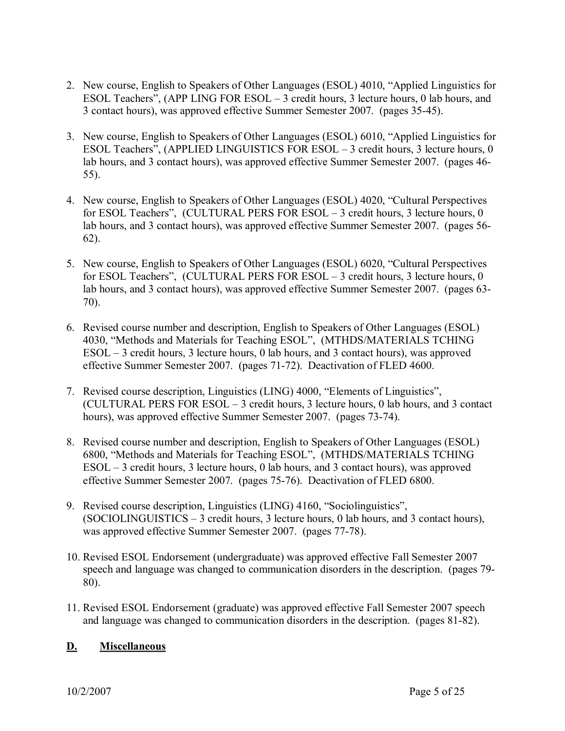2. New course, English to Speakers of Other Languages (ESOL) 4010, "Applied Linguistics for ESOL Teachers", (APP LING FOR ESOL – 3 credit hours, 3 lecture hours, 0 lab hours, and 3 contact hours), was approved effective Summer Semester 2007. (pages 35-45).

3. New course, English to Speakers of Other Languages (ESOL) 6010, "Applied Linguistics for ESOL Teachers", (APPLIED LINGUISTICS FOR ESOL – 3 credit hours, 3 lecture hours, 0 lab hours, and 3 contact hours), was approved effective Summer Semester 2007. (pages 46-55).

4. New course, English to Speakers of Other Languages (ESOL) 4020, "Cultural Perspectives for ESOL Teachers", (CULTURAL PERS FOR ESOL – 3 credit hours, 3 lecture hours, 0 lab hours, and 3 contact hours), was approved effective Summer Semester 2007. (pages 56-62).

5. New course, English to Speakers of Other Languages (ESOL) 6020, "Cultural Perspectives for ESOL Teachers", (CULTURAL PERS FOR ESOL – 3 credit hours, 3 lecture hours, 0 lab hours, and 3 contact hours), was approved effective Summer Semester 2007. (pages 63-70).

6. Revised course number and description, English to Speakers of Other Languages (ESOL) 4030, "Methods and Materials for Teaching ESOL", (MTHDS/MATERIALS TCHING ESOL – 3 credit hours, 3 lecture hours, 0 lab hours, and 3 contact hours), was approved effective Summer Semester 2007. (pages 71-72). Deactivation of FLED 4600.

7. Revised course description, Linguistics (LING) 4000, "Elements of Linguistics", (CULTURAL PERS FOR ESOL – 3 credit hours, 3 lecture hours, 0 lab hours, and 3 contact hours), was approved effective Summer Semester 2007. (pages 73-74).

8. Revised course number and description, English to Speakers of Other Languages (ESOL) 6800, "Methods and Materials for Teaching ESOL", (MTHDS/MATERIALS TCHING ESOL – 3 credit hours, 3 lecture hours, 0 lab hours, and 3 contact hours), was approved effective Summer Semester 2007. (pages 75-76). Deactivation of FLED 6800.

9. Revised course description, Linguistics (LING) 4160, "Sociolinguistics", (SOCIOLINGUISTICS – 3 credit hours, 3 lecture hours, 0 lab hours, and 3 contact hours), was approved effective Summer Semester 2007. (pages 77-78).

10. Revised ESOL Endorsement (undergraduate) was approved effective Fall Semester 2007 speech and language was changed to communication disorders in the description. (pages 79-80).

11. Revised ESOL Endorsement (graduate) was approved effective Fall Semester 2007 speech and language was changed to communication disorders in the description. (pages 81-82).

## D. Miscellaneous

10/2/2007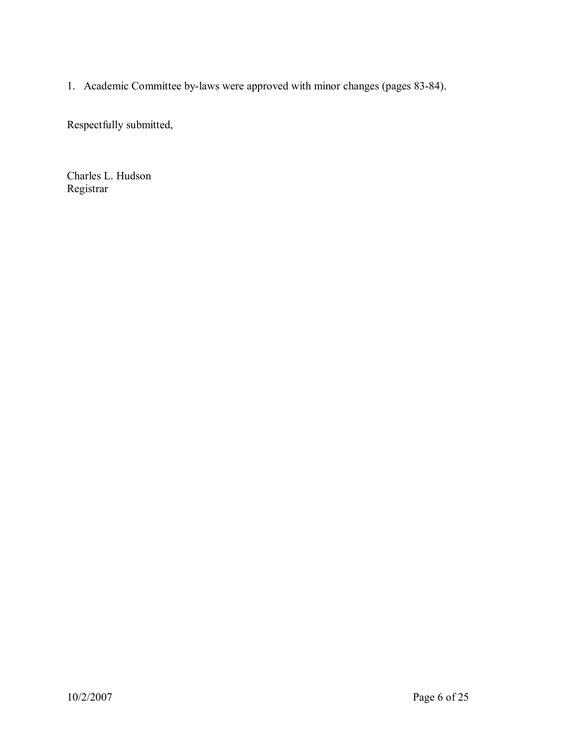1. Academic Committee by-laws were approved with minor changes (pages 83-84).

Respectfully submitted,

Charles L. Hudson
Registrar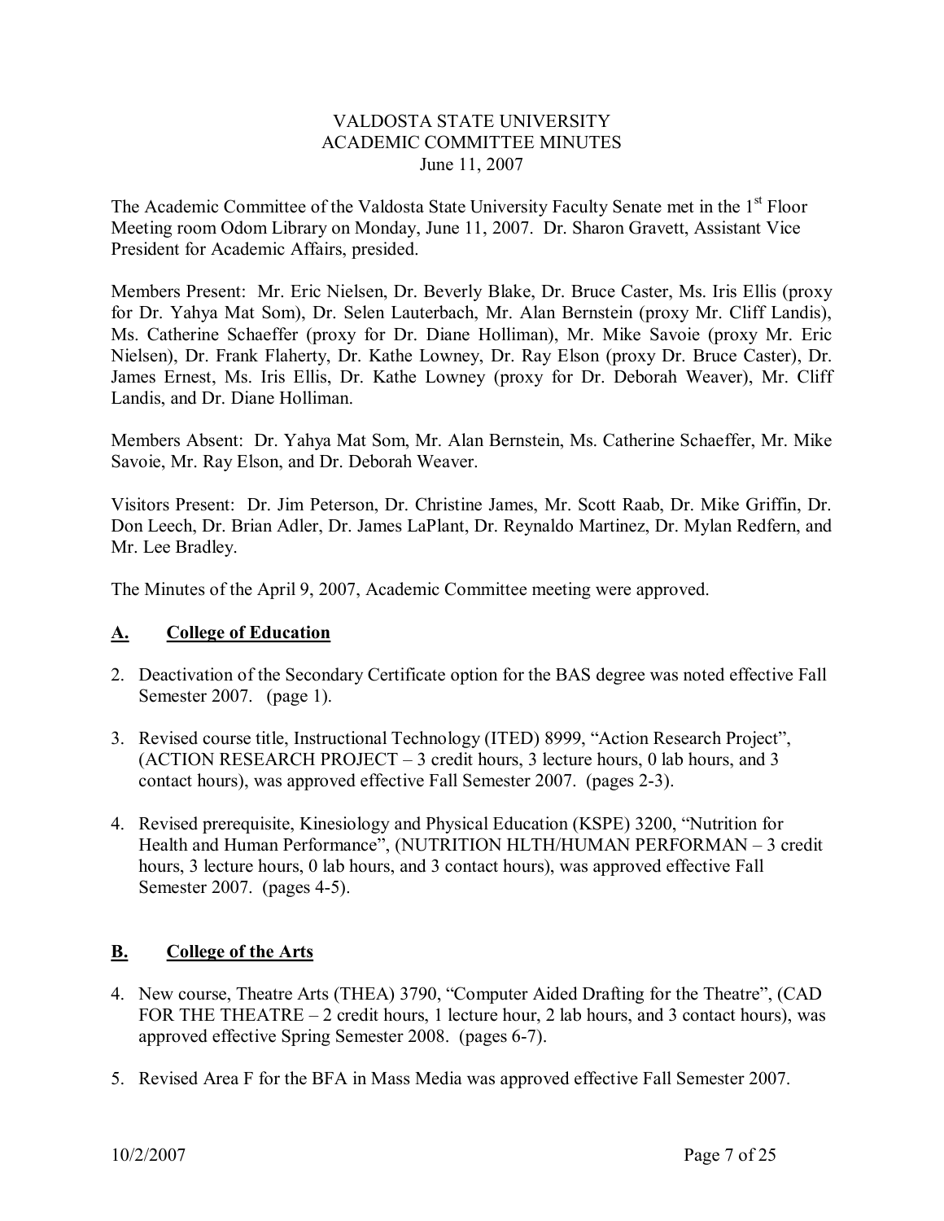VALDOSTA STATE UNIVERSITY
ACADEMIC COMMITTEE MINUTES
June 11, 2007

The Academic Committee of the Valdosta State University Faculty Senate met in the 1st Floor Meeting room Odom Library on Monday, June 11, 2007. Dr. Sharon Gravett, Assistant Vice President for Academic Affairs, presided.

Members Present: Mr. Eric Nielsen, Dr. Beverly Blake, Dr. Bruce Caster, Ms. Iris Ellis (proxy for Dr. Yahya Mat Som), Dr. Selen Lauterbach, Mr. Alan Bernstein (proxy Mr. Cliff Landis), Ms. Catherine Schaeffer (proxy for Dr. Diane Holliman), Mr. Mike Savoie (proxy Mr. Eric Nielsen), Dr. Frank Flaherty, Dr. Kathe Lowney, Dr. Ray Elson (proxy Dr. Bruce Caster), Dr. James Ernest, Ms. Iris Ellis, Dr. Kathe Lowney (proxy for Dr. Deborah Weaver), Mr. Cliff Landis, and Dr. Diane Holliman.

Members Absent: Dr. Yahya Mat Som, Mr. Alan Bernstein, Ms. Catherine Schaeffer, Mr. Mike Savoie, Mr. Ray Elson, and Dr. Deborah Weaver.

Visitors Present: Dr. Jim Peterson, Dr. Christine James, Mr. Scott Raab, Dr. Mike Griffin, Dr. Don Leech, Dr. Brian Adler, Dr. James LaPlant, Dr. Reynaldo Martinez, Dr. Mylan Redfern, and Mr. Lee Bradley.

The Minutes of the April 9, 2007, Academic Committee meeting were approved.

## A. College of Education

2. Deactivation of the Secondary Certificate option for the BAS degree was noted effective Fall Semester 2007. (page 1).

3. Revised course title, Instructional Technology (ITED) 8999, "Action Research Project", (ACTION RESEARCH PROJECT – 3 credit hours, 3 lecture hours, 0 lab hours, and 3 contact hours), was approved effective Fall Semester 2007. (pages 2-3).

4. Revised prerequisite, Kinesiology and Physical Education (KSPE) 3200, "Nutrition for Health and Human Performance", (NUTRITION HLTH/HUMAN PERFORMAN – 3 credit hours, 3 lecture hours, 0 lab hours, and 3 contact hours), was approved effective Fall Semester 2007. (pages 4-5).

## B. College of the Arts

4. New course, Theatre Arts (THEA) 3790, "Computer Aided Drafting for the Theatre", (CAD FOR THE THEATRE – 2 credit hours, 1 lecture hour, 2 lab hours, and 3 contact hours), was approved effective Spring Semester 2008. (pages 6-7).

5. Revised Area F for the BFA in Mass Media was approved effective Fall Semester 2007.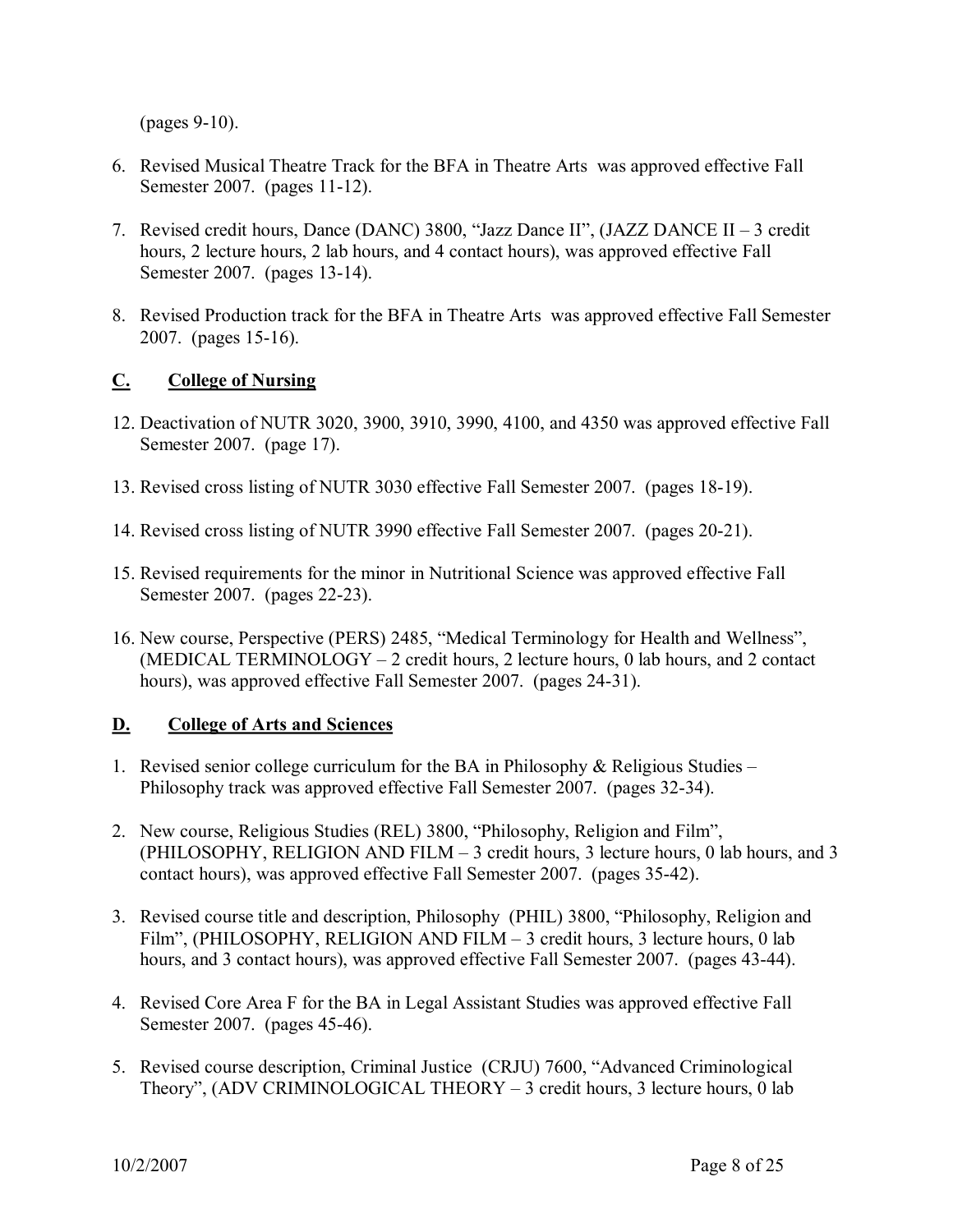(pages 9-10).

6. Revised Musical Theatre Track for the BFA in Theatre Arts was approved effective Fall Semester 2007. (pages 11-12).

7. Revised credit hours, Dance (DANC) 3800, "Jazz Dance II", (JAZZ DANCE II – 3 credit hours, 2 lecture hours, 2 lab hours, and 4 contact hours), was approved effective Fall Semester 2007. (pages 13-14).

8. Revised Production track for the BFA in Theatre Arts was approved effective Fall Semester 2007. (pages 15-16).

## C. College of Nursing

12. Deactivation of NUTR 3020, 3900, 3910, 3990, 4100, and 4350 was approved effective Fall Semester 2007. (page 17).

13. Revised cross listing of NUTR 3030 effective Fall Semester 2007. (pages 18-19).

14. Revised cross listing of NUTR 3990 effective Fall Semester 2007. (pages 20-21).

15. Revised requirements for the minor in Nutritional Science was approved effective Fall Semester 2007. (pages 22-23).

16. New course, Perspective (PERS) 2485, "Medical Terminology for Health and Wellness", (MEDICAL TERMINOLOGY – 2 credit hours, 2 lecture hours, 0 lab hours, and 2 contact hours), was approved effective Fall Semester 2007. (pages 24-31).

## D. College of Arts and Sciences

1. Revised senior college curriculum for the BA in Philosophy & Religious Studies – Philosophy track was approved effective Fall Semester 2007. (pages 32-34).

2. New course, Religious Studies (REL) 3800, "Philosophy, Religion and Film", (PHILOSOPHY, RELIGION AND FILM – 3 credit hours, 3 lecture hours, 0 lab hours, and 3 contact hours), was approved effective Fall Semester 2007. (pages 35-42).

3. Revised course title and description, Philosophy (PHIL) 3800, "Philosophy, Religion and Film", (PHILOSOPHY, RELIGION AND FILM – 3 credit hours, 3 lecture hours, 0 lab hours, and 3 contact hours), was approved effective Fall Semester 2007. (pages 43-44).

4. Revised Core Area F for the BA in Legal Assistant Studies was approved effective Fall Semester 2007. (pages 45-46).

5. Revised course description, Criminal Justice (CRJU) 7600, "Advanced Criminological Theory", (ADV CRIMINOLOGICAL THEORY – 3 credit hours, 3 lecture hours, 0 lab

10/2/2007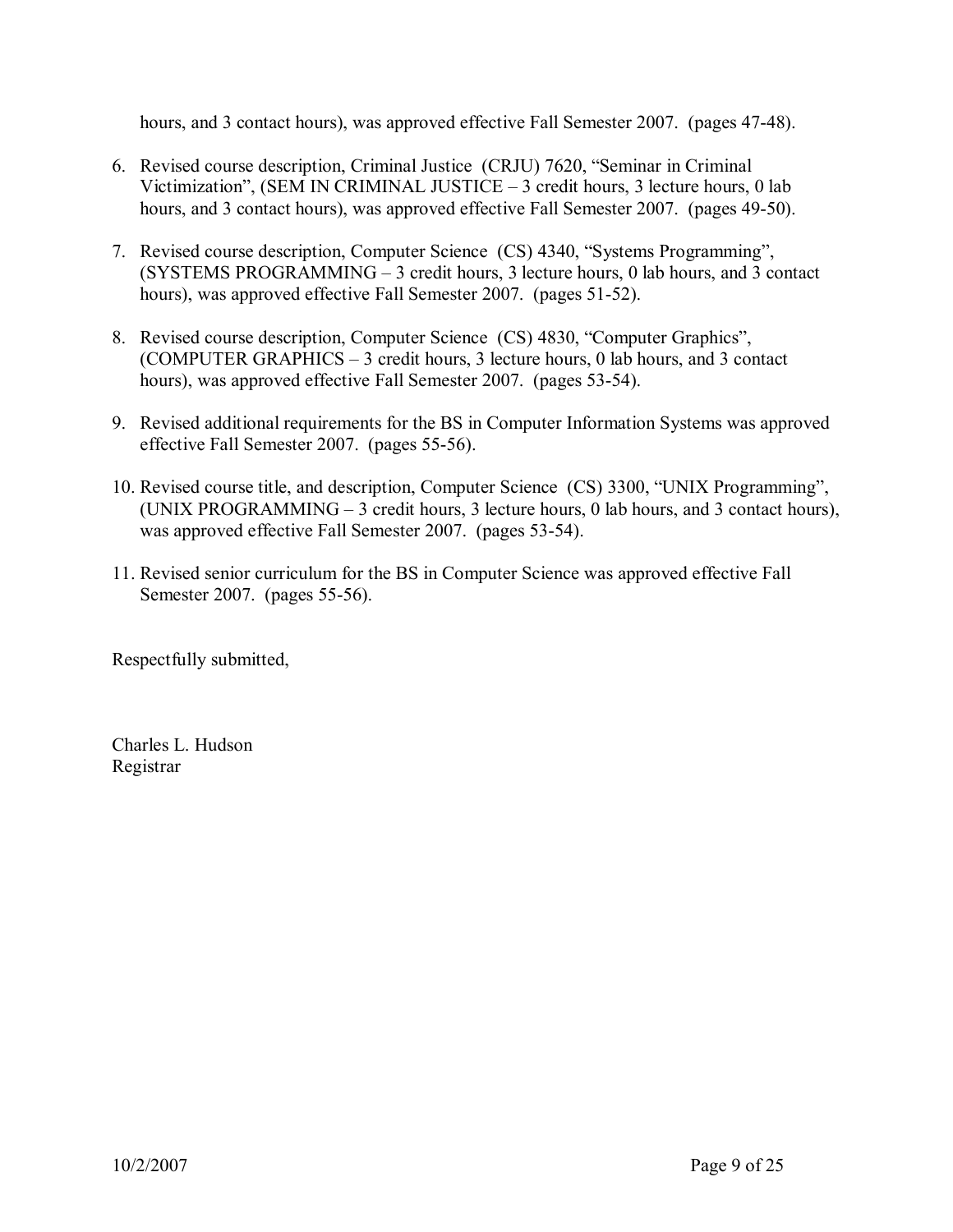hours, and 3 contact hours), was approved effective Fall Semester 2007. (pages 47-48).

6. Revised course description, Criminal Justice (CRJU) 7620, "Seminar in Criminal Victimization", (SEM IN CRIMINAL JUSTICE – 3 credit hours, 3 lecture hours, 0 lab hours, and 3 contact hours), was approved effective Fall Semester 2007. (pages 49-50).

7. Revised course description, Computer Science (CS) 4340, "Systems Programming", (SYSTEMS PROGRAMMING – 3 credit hours, 3 lecture hours, 0 lab hours, and 3 contact hours), was approved effective Fall Semester 2007. (pages 51-52).

8. Revised course description, Computer Science (CS) 4830, "Computer Graphics", (COMPUTER GRAPHICS – 3 credit hours, 3 lecture hours, 0 lab hours, and 3 contact hours), was approved effective Fall Semester 2007. (pages 53-54).

9. Revised additional requirements for the BS in Computer Information Systems was approved effective Fall Semester 2007. (pages 55-56).

10. Revised course title, and description, Computer Science (CS) 3300, "UNIX Programming", (UNIX PROGRAMMING – 3 credit hours, 3 lecture hours, 0 lab hours, and 3 contact hours), was approved effective Fall Semester 2007. (pages 53-54).

11. Revised senior curriculum for the BS in Computer Science was approved effective Fall Semester 2007. (pages 55-56).

Respectfully submitted,

Charles L. Hudson
Registrar

10/2/2007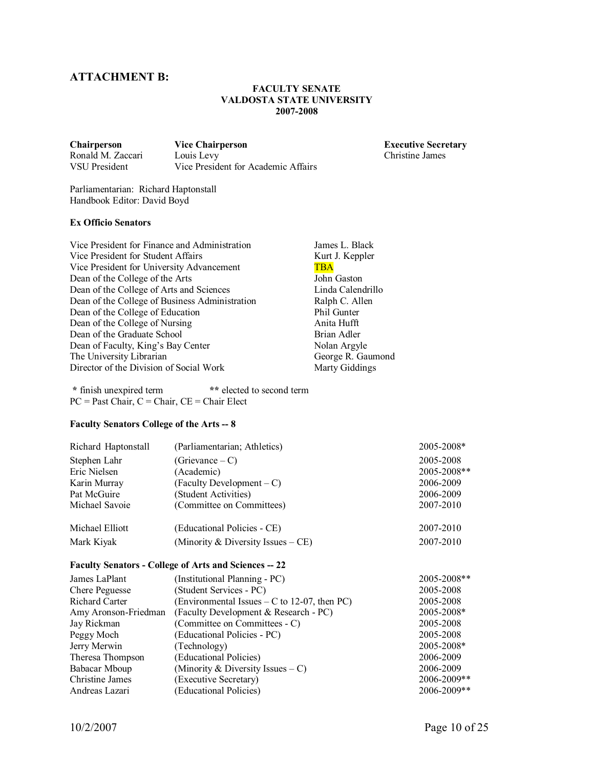## ATTACHMENT B:

**FACULTY SENATE**
**VALDOSTA STATE UNIVERSITY**
**2007-2008**

| **Chairperson** | **Vice Chairperson** | **Executive Secretary** |
|---|---|---|
| Ronald M. Zaccari | Louis Levy | Christine James |
| VSU President | Vice President for Academic Affairs | |

Parliamentarian: Richard Haptonstall
Handbook Editor: David Boyd

**Ex Officio Senators**

| | |
|---|---|
| Vice President for Finance and Administration | James L. Black |
| Vice President for Student Affairs | Kurt J. Keppler |
| Vice President for University Advancement | TBA |
| Dean of the College of the Arts | John Gaston |
| Dean of the College of Arts and Sciences | Linda Calendrillo |
| Dean of the College of Business Administration | Ralph C. Allen |
| Dean of the College of Education | Phil Gunter |
| Dean of the College of Nursing | Anita Hufft |
| Dean of the Graduate School | Brian Adler |
| Dean of Faculty, King's Bay Center | Nolan Argyle |
| The University Librarian | George R. Gaumond |
| Director of the Division of Social Work | Marty Giddings |

\* finish unexpired term ** elected to second term
PC = Past Chair, C = Chair, CE = Chair Elect

**Faculty Senators College of the Arts -- 8**

| | | |
|---|---|---|
| Richard Haptonstall | (Parliamentarian; Athletics) | 2005-2008* |
| Stephen Lahr | (Grievance – C) | 2005-2008 |
| Eric Nielsen | (Academic) | 2005-2008** |
| Karin Murray | (Faculty Development – C) | 2006-2009 |
| Pat McGuire | (Student Activities) | 2006-2009 |
| Michael Savoie | (Committee on Committees) | 2007-2010 |
| Michael Elliott | (Educational Policies - CE) | 2007-2010 |
| Mark Kiyak | (Minority & Diversity Issues – CE) | 2007-2010 |

**Faculty Senators - College of Arts and Sciences -- 22**

| | | |
|---|---|---|
| James LaPlant | (Institutional Planning - PC) | 2005-2008** |
| Chere Peguesse | (Student Services - PC) | 2005-2008 |
| Richard Carter | (Environmental Issues – C to 12-07, then PC) | 2005-2008 |
| Amy Aronson-Friedman | (Faculty Development & Research - PC) | 2005-2008* |
| Jay Rickman | (Committee on Committees - C) | 2005-2008 |
| Peggy Moch | (Educational Policies - PC) | 2005-2008 |
| Jerry Merwin | (Technology) | 2005-2008* |
| Theresa Thompson | (Educational Policies) | 2006-2009 |
| Babacar Mboup | (Minority & Diversity Issues – C) | 2006-2009 |
| Christine James | (Executive Secretary) | 2006-2009** |
| Andreas Lazari | (Educational Policies) | 2006-2009** |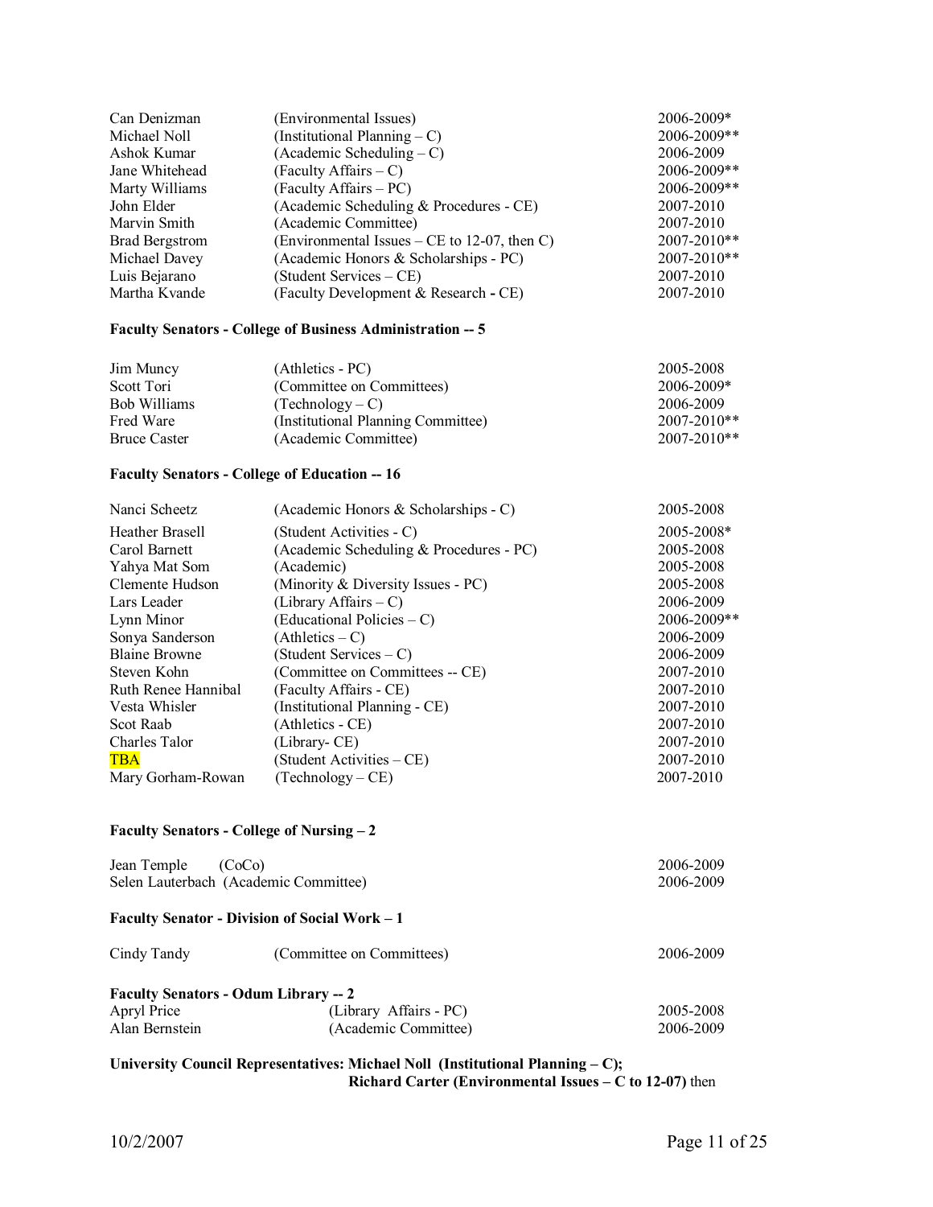| | | |
|---|---|---|
| Can Denizman | (Environmental Issues) | 2006-2009* |
| Michael Noll | (Institutional Planning – C) | 2006-2009** |
| Ashok Kumar | (Academic Scheduling – C) | 2006-2009 |
| Jane Whitehead | (Faculty Affairs – C) | 2006-2009** |
| Marty Williams | (Faculty Affairs – PC) | 2006-2009** |
| John Elder | (Academic Scheduling & Procedures - CE) | 2007-2010 |
| Marvin Smith | (Academic Committee) | 2007-2010 |
| Brad Bergstrom | (Environmental Issues – CE to 12-07, then C) | 2007-2010** |
| Michael Davey | (Academic Honors & Scholarships - PC) | 2007-2010** |
| Luis Bejarano | (Student Services – CE) | 2007-2010 |
| Martha Kvande | (Faculty Development & Research - CE) | 2007-2010 |

**Faculty Senators - College of Business Administration -- 5**

| | | |
|---|---|---|
| Jim Muncy | (Athletics - PC) | 2005-2008 |
| Scott Tori | (Committee on Committees) | 2006-2009* |
| Bob Williams | (Technology – C) | 2006-2009 |
| Fred Ware | (Institutional Planning Committee) | 2007-2010** |
| Bruce Caster | (Academic Committee) | 2007-2010** |

**Faculty Senators - College of Education -- 16**

| | | |
|---|---|---|
| Nanci Scheetz | (Academic Honors & Scholarships - C) | 2005-2008 |
| Heather Brasell | (Student Activities - C) | 2005-2008* |
| Carol Barnett | (Academic Scheduling & Procedures - PC) | 2005-2008 |
| Yahya Mat Som | (Academic) | 2005-2008 |
| Clemente Hudson | (Minority & Diversity Issues - PC) | 2005-2008 |
| Lars Leader | (Library Affairs – C) | 2006-2009 |
| Lynn Minor | (Educational Policies – C) | 2006-2009** |
| Sonya Sanderson | (Athletics – C) | 2006-2009 |
| Blaine Browne | (Student Services – C) | 2006-2009 |
| Steven Kohn | (Committee on Committees -- CE) | 2007-2010 |
| Ruth Renee Hannibal | (Faculty Affairs - CE) | 2007-2010 |
| Vesta Whisler | (Institutional Planning - CE) | 2007-2010 |
| Scot Raab | (Athletics - CE) | 2007-2010 |
| Charles Talor | (Library- CE) | 2007-2010 |
| TBA | (Student Activities – CE) | 2007-2010 |
| Mary Gorham-Rowan | (Technology – CE) | 2007-2010 |

**Faculty Senators - College of Nursing – 2**

| | | |
|---|---|---|
| Jean Temple | (CoCo) | 2006-2009 |
| Selen Lauterbach | (Academic Committee) | 2006-2009 |

**Faculty Senator - Division of Social Work – 1**

| | | |
|---|---|---|
| Cindy Tandy | (Committee on Committees) | 2006-2009 |

**Faculty Senators - Odum Library -- 2**

| | | |
|---|---|---|
| Apryl Price | (Library Affairs - PC) | 2005-2008 |
| Alan Bernstein | (Academic Committee) | 2006-2009 |

**University Council Representatives: Michael Noll (Institutional Planning – C); Richard Carter (Environmental Issues – C to 12-07)** then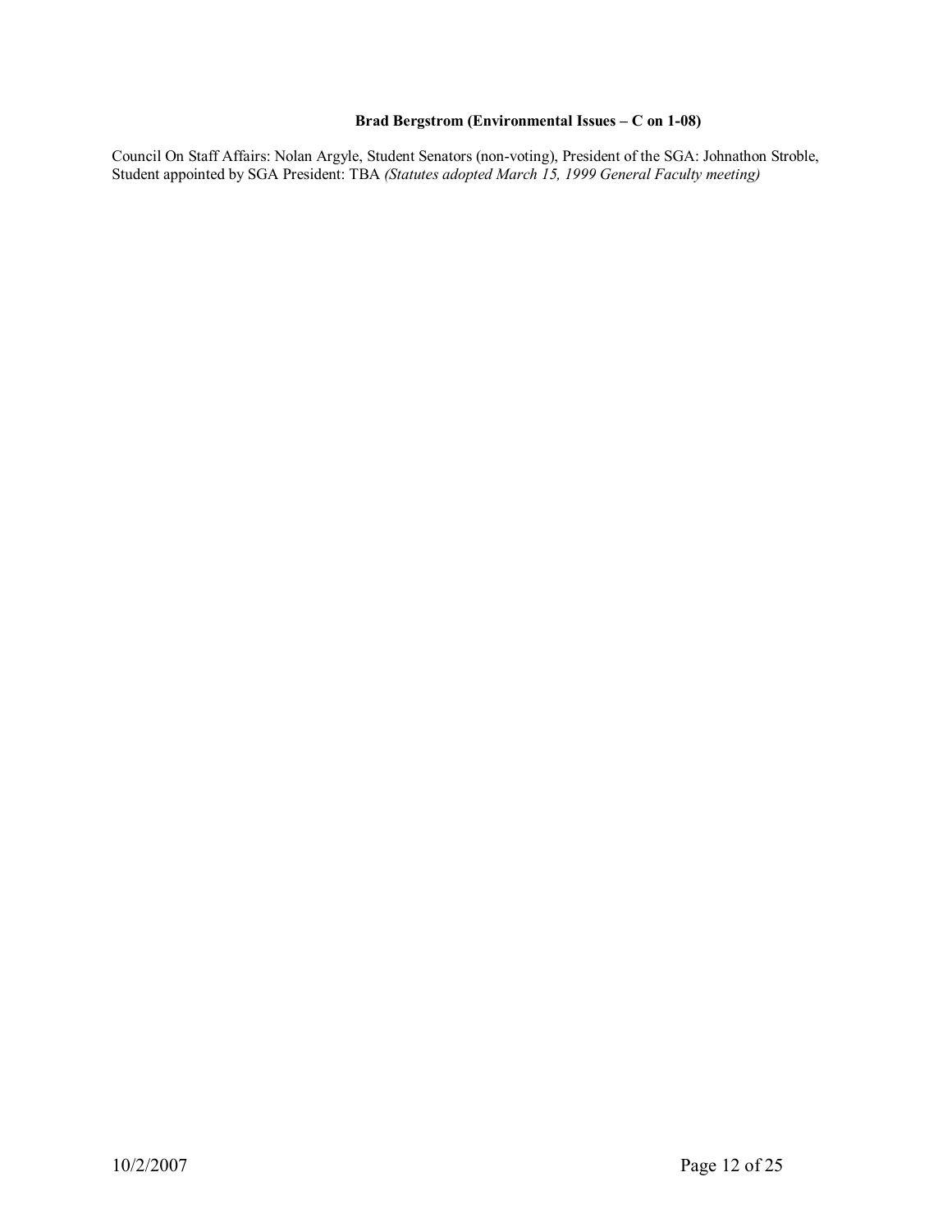**Brad Bergstrom (Environmental Issues – C on 1-08)**

Council On Staff Affairs: Nolan Argyle, Student Senators (non-voting), President of the SGA: Johnathon Stroble, Student appointed by SGA President: TBA *(Statutes adopted March 15, 1999 General Faculty meeting)*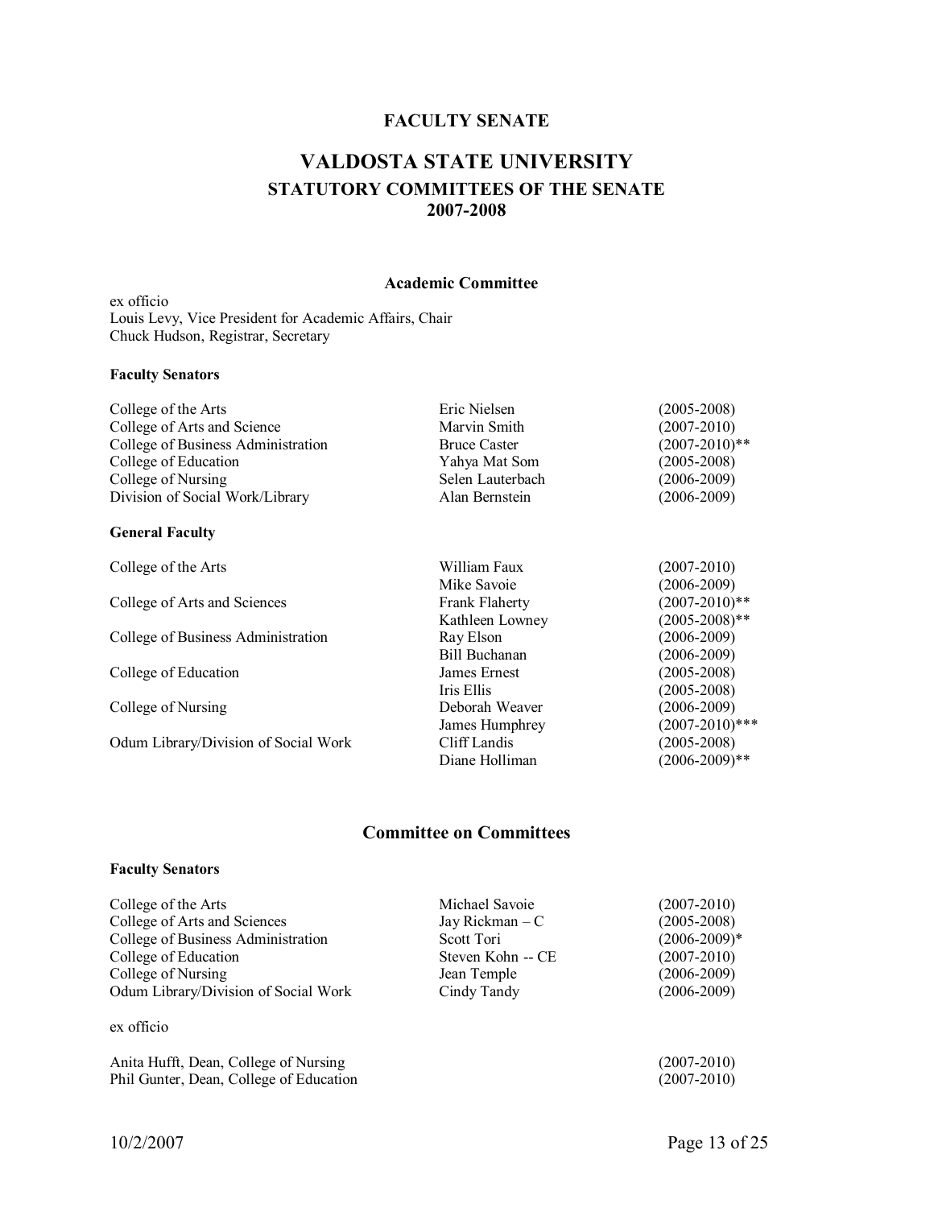**FACULTY SENATE**

# VALDOSTA STATE UNIVERSITY

## STATUTORY COMMITTEES OF THE SENATE
## 2007-2008

### Academic Committee

ex officio
Louis Levy, Vice President for Academic Affairs, Chair
Chuck Hudson, Registrar, Secretary

**Faculty Senators**

| | | |
|---|---|---|
| College of the Arts | Eric Nielsen | (2005-2008) |
| College of Arts and Science | Marvin Smith | (2007-2010) |
| College of Business Administration | Bruce Caster | (2007-2010)** |
| College of Education | Yahya Mat Som | (2005-2008) |
| College of Nursing | Selen Lauterbach | (2006-2009) |
| Division of Social Work/Library | Alan Bernstein | (2006-2009) |

**General Faculty**

| | | |
|---|---|---|
| College of the Arts | William Faux | (2007-2010) |
| | Mike Savoie | (2006-2009) |
| College of Arts and Sciences | Frank Flaherty | (2007-2010)** |
| | Kathleen Lowney | (2005-2008)** |
| College of Business Administration | Ray Elson | (2006-2009) |
| | Bill Buchanan | (2006-2009) |
| College of Education | James Ernest | (2005-2008) |
| | Iris Ellis | (2005-2008) |
| College of Nursing | Deborah Weaver | (2006-2009) |
| | James Humphrey | (2007-2010)*** |
| Odum Library/Division of Social Work | Cliff Landis | (2005-2008) |
| | Diane Holliman | (2006-2009)** |

### Committee on Committees

**Faculty Senators**

| | | |
|---|---|---|
| College of the Arts | Michael Savoie | (2007-2010) |
| College of Arts and Sciences | Jay Rickman – C | (2005-2008) |
| College of Business Administration | Scott Tori | (2006-2009)* |
| College of Education | Steven Kohn -- CE | (2007-2010) |
| College of Nursing | Jean Temple | (2006-2009) |
| Odum Library/Division of Social Work | Cindy Tandy | (2006-2009) |

ex officio

| | |
|---|---|
| Anita Hufft, Dean, College of Nursing | (2007-2010) |
| Phil Gunter, Dean, College of Education | (2007-2010) |

10/2/2007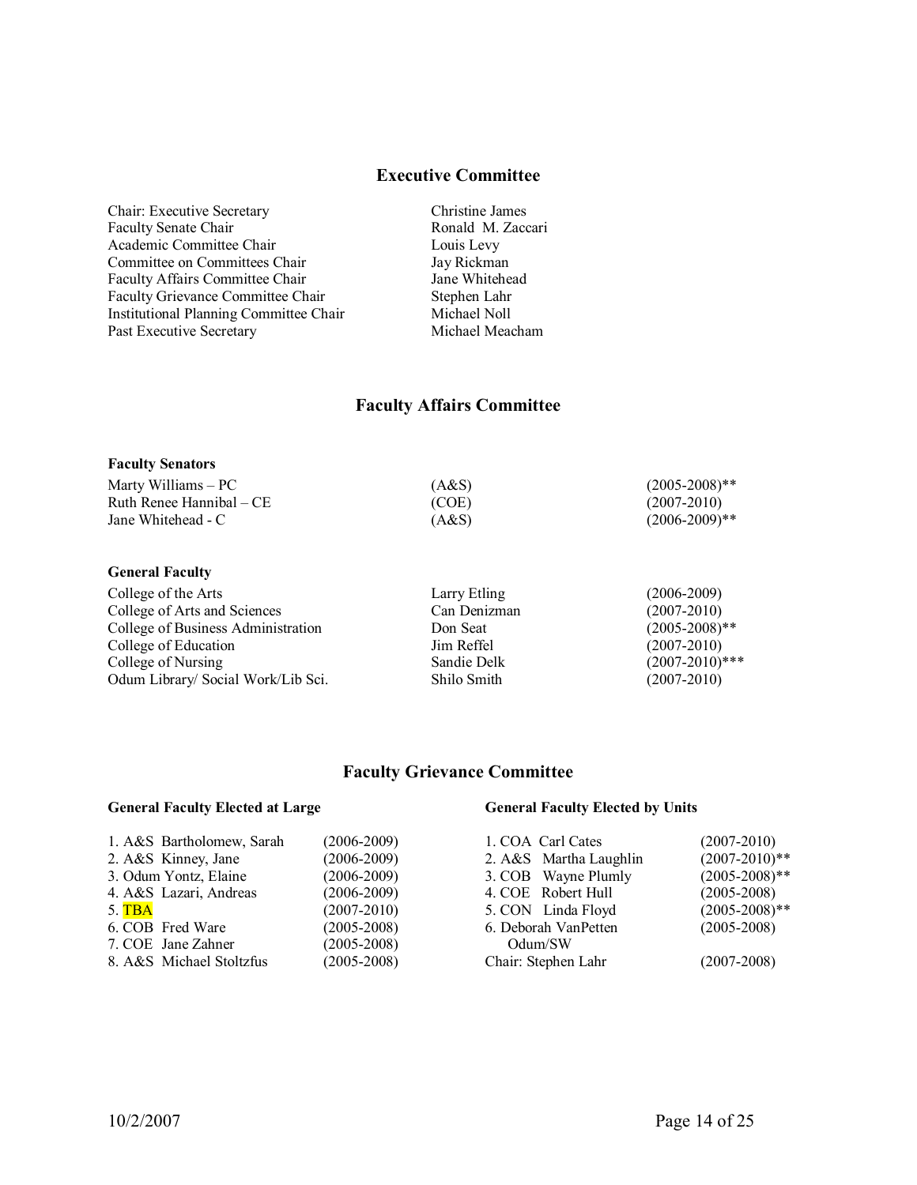## Executive Committee

| | |
|---|---|
| Chair: Executive Secretary | Christine James |
| Faculty Senate Chair | Ronald M. Zaccari |
| Academic Committee Chair | Louis Levy |
| Committee on Committees Chair | Jay Rickman |
| Faculty Affairs Committee Chair | Jane Whitehead |
| Faculty Grievance Committee Chair | Stephen Lahr |
| Institutional Planning Committee Chair | Michael Noll |
| Past Executive Secretary | Michael Meacham |

## Faculty Affairs Committee

**Faculty Senators**

| | | |
|---|---|---|
| Marty Williams – PC | (A&S) | (2005-2008)** |
| Ruth Renee Hannibal – CE | (COE) | (2007-2010) |
| Jane Whitehead - C | (A&S) | (2006-2009)** |

**General Faculty**

| | | |
|---|---|---|
| College of the Arts | Larry Etling | (2006-2009) |
| College of Arts and Sciences | Can Denizman | (2007-2010) |
| College of Business Administration | Don Seat | (2005-2008)** |
| College of Education | Jim Reffel | (2007-2010) |
| College of Nursing | Sandie Delk | (2007-2010)*** |
| Odum Library/ Social Work/Lib Sci. | Shilo Smith | (2007-2010) |

## Faculty Grievance Committee

**General Faculty Elected at Large**

| | |
|---|---|
| 1. A&S Bartholomew, Sarah | (2006-2009) |
| 2. A&S Kinney, Jane | (2006-2009) |
| 3. Odum Yontz, Elaine | (2006-2009) |
| 4. A&S Lazari, Andreas | (2006-2009) |
| 5. TBA | (2007-2010) |
| 6. COB Fred Ware | (2005-2008) |
| 7. COE Jane Zahner | (2005-2008) |
| 8. A&S Michael Stoltzfus | (2005-2008) |

**General Faculty Elected by Units**

| | |
|---|---|
| 1. COA Carl Cates | (2007-2010) |
| 2. A&S Martha Laughlin | (2007-2010)** |
| 3. COB Wayne Plumly | (2005-2008)** |
| 4. COE Robert Hull | (2005-2008) |
| 5. CON Linda Floyd | (2005-2008)** |
| 6. Deborah VanPetten Odum/SW | (2005-2008) |
| Chair: Stephen Lahr | (2007-2008) |

10/2/2007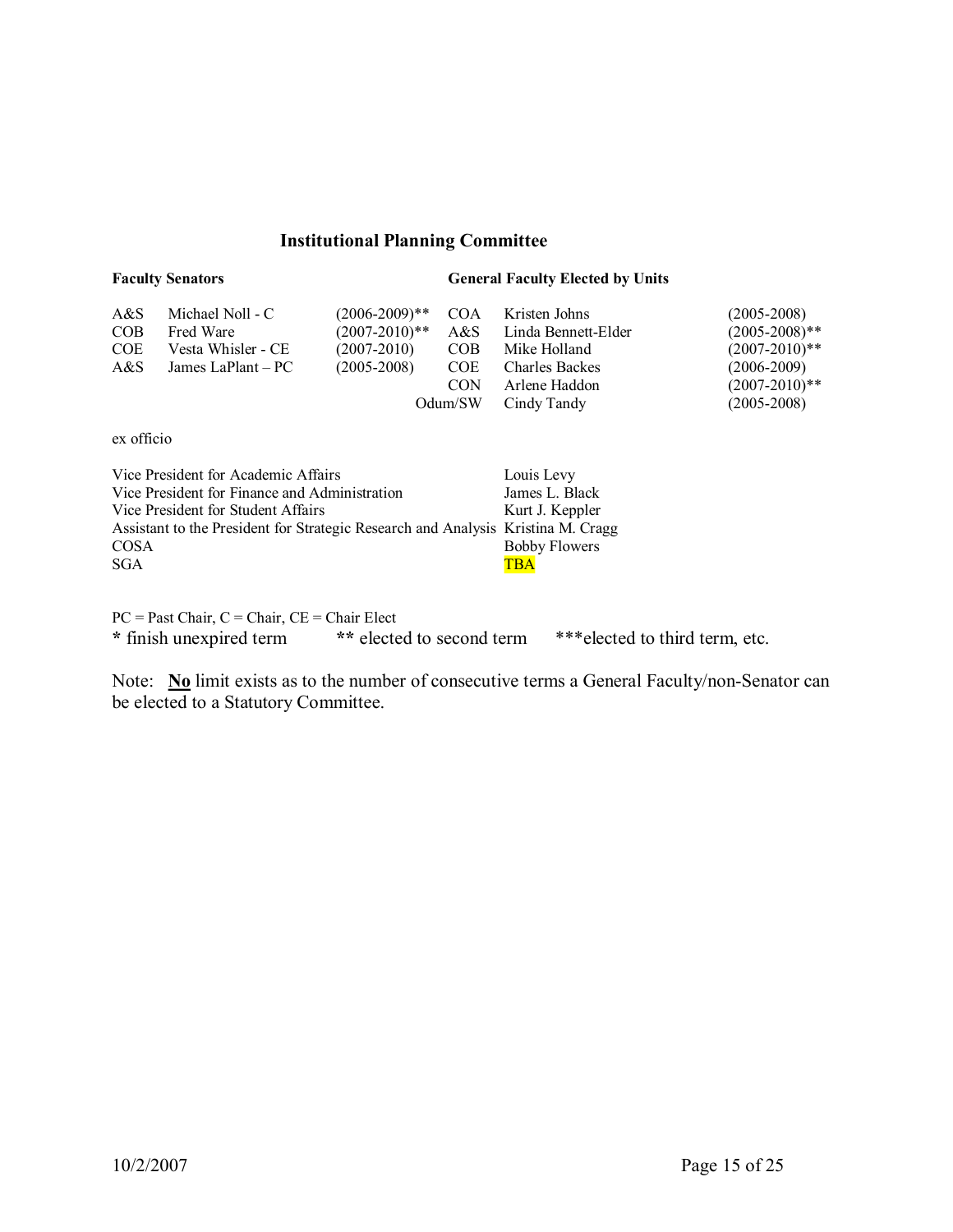## Institutional Planning Committee

| Faculty Senators | | | General Faculty Elected by Units | | |
|---|---|---|---|---|---|
| A&S | Michael Noll - C | (2006-2009)** | COA | Kristen Johns | (2005-2008) |
| COB | Fred Ware | (2007-2010)** | A&S | Linda Bennett-Elder | (2005-2008)** |
| COE | Vesta Whisler - CE | (2007-2010) | COB | Mike Holland | (2007-2010)** |
| A&S | James LaPlant – PC | (2005-2008) | COE | Charles Backes | (2006-2009) |
| | | | CON | Arlene Haddon | (2007-2010)** |
| | | | Odum/SW | Cindy Tandy | (2005-2008) |

ex officio

| | |
|---|---|
| Vice President for Academic Affairs | Louis Levy |
| Vice President for Finance and Administration | James L. Black |
| Vice President for Student Affairs | Kurt J. Keppler |
| Assistant to the President for Strategic Research and Analysis | Kristina M. Cragg |
| COSA | Bobby Flowers |
| SGA | TBA |

PC = Past Chair, C = Chair, CE = Chair Elect

**\*** finish unexpired term **\*\*** elected to second term \*\*\*elected to third term, etc.

Note: **<u>No</u>** limit exists as to the number of consecutive terms a General Faculty/non-Senator can be elected to a Statutory Committee.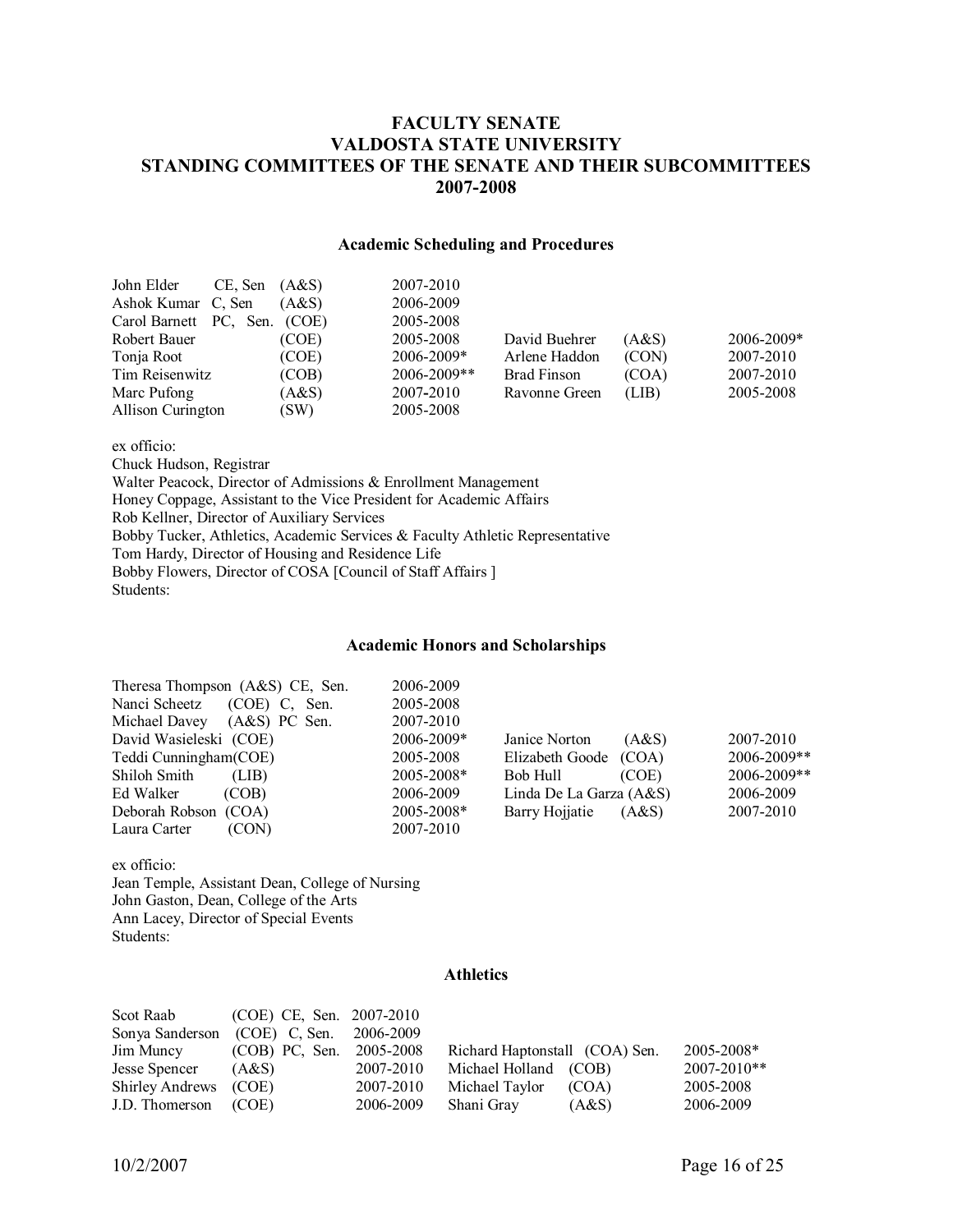# FACULTY SENATE
# VALDOSTA STATE UNIVERSITY
# STANDING COMMITTEES OF THE SENATE AND THEIR SUBCOMMITTEES
# 2007-2008

## Academic Scheduling and Procedures

| Name | Role | College | Term | Name | College | Term |
|---|---|---|---|---|---|---|
| John Elder | CE, Sen | (A&S) | 2007-2010 | | | |
| Ashok Kumar | C, Sen | (A&S) | 2006-2009 | | | |
| Carol Barnett | PC, Sen. | (COE) | 2005-2008 | | | |
| Robert Bauer | | (COE) | 2005-2008 | David Buehrer | (A&S) | 2006-2009* |
| Tonja Root | | (COE) | 2006-2009* | Arlene Haddon | (CON) | 2007-2010 |
| Tim Reisenwitz | | (COB) | 2006-2009** | Brad Finson | (COA) | 2007-2010 |
| Marc Pufong | | (A&S) | 2007-2010 | Ravonne Green | (LIB) | 2005-2008 |
| Allison Curington | | (SW) | 2005-2008 | | | |

ex officio:
Chuck Hudson, Registrar
Walter Peacock, Director of Admissions & Enrollment Management
Honey Coppage, Assistant to the Vice President for Academic Affairs
Rob Kellner, Director of Auxiliary Services
Bobby Tucker, Athletics, Academic Services & Faculty Athletic Representative
Tom Hardy, Director of Housing and Residence Life
Bobby Flowers, Director of COSA [Council of Staff Affairs ]
Students:

## Academic Honors and Scholarships

| Name | College | Role | Term | Name | College | Term |
|---|---|---|---|---|---|---|
| Theresa Thompson | (A&S) | CE, Sen. | 2006-2009 | | | |
| Nanci Scheetz | (COE) | C, Sen. | 2005-2008 | | | |
| Michael Davey | (A&S) | PC Sen. | 2007-2010 | | | |
| David Wasieleski | (COE) | | 2006-2009* | Janice Norton | (A&S) | 2007-2010 |
| Teddi Cunningham | (COE) | | 2005-2008 | Elizabeth Goode | (COA) | 2006-2009** |
| Shiloh Smith | (LIB) | | 2005-2008* | Bob Hull | (COE) | 2006-2009** |
| Ed Walker | (COB) | | 2006-2009 | Linda De La Garza | (A&S) | 2006-2009 |
| Deborah Robson | (COA) | | 2005-2008* | Barry Hojjatie | (A&S) | 2007-2010 |
| Laura Carter | (CON) | | 2007-2010 | | | |

ex officio:
Jean Temple, Assistant Dean, College of Nursing
John Gaston, Dean, College of the Arts
Ann Lacey, Director of Special Events
Students:

## Athletics

| Name | College | Role | Term | Name | College | Term |
|---|---|---|---|---|---|---|
| Scot Raab | (COE) | CE, Sen. | 2007-2010 | | | |
| Sonya Sanderson | (COE) | C, Sen. | 2006-2009 | | | |
| Jim Muncy | (COB) | PC, Sen. | 2005-2008 | Richard Haptonstall | (COA) Sen. | 2005-2008* |
| Jesse Spencer | (A&S) | | 2007-2010 | Michael Holland | (COB) | 2007-2010** |
| Shirley Andrews | (COE) | | 2007-2010 | Michael Taylor | (COA) | 2005-2008 |
| J.D. Thomerson | (COE) | | 2006-2009 | Shani Gray | (A&S) | 2006-2009 |

10/2/2007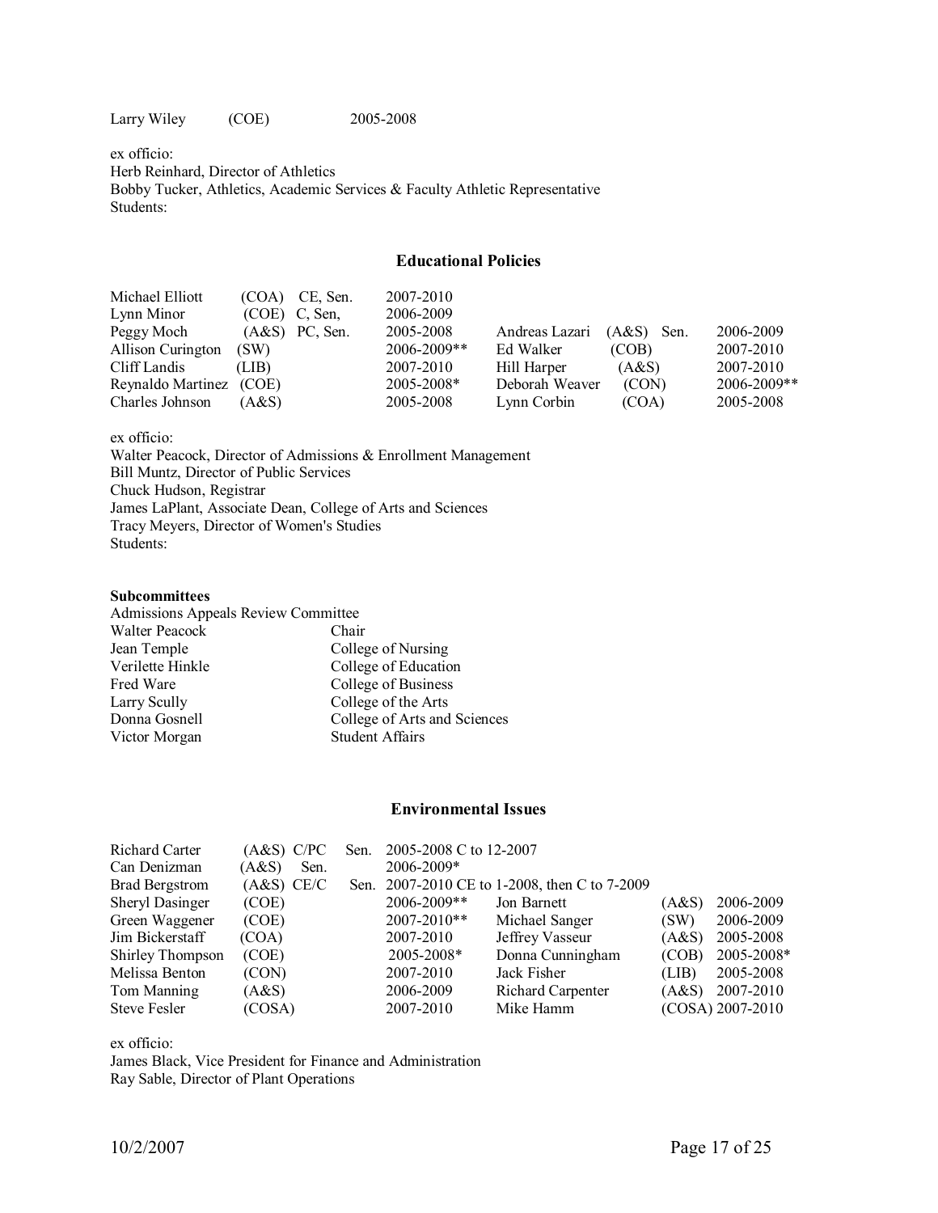| | | |
|---|---|---|
| Larry Wiley | (COE) | 2005-2008 |

ex officio:
Herb Reinhard, Director of Athletics
Bobby Tucker, Athletics, Academic Services & Faculty Athletic Representative
Students:

## Educational Policies

| Name | College | Role | Term | Name | College | Role | Term |
|---|---|---|---|---|---|---|---|
| Michael Elliott | (COA) | CE, Sen. | 2007-2010 | | | | |
| Lynn Minor | (COE) | C, Sen, | 2006-2009 | | | | |
| Peggy Moch | (A&S) | PC, Sen. | 2005-2008 | Andreas Lazari | (A&S) | Sen. | 2006-2009 |
| Allison Curington | (SW) | | 2006-2009** | Ed Walker | (COB) | | 2007-2010 |
| Cliff Landis | (LIB) | | 2007-2010 | Hill Harper | (A&S) | | 2007-2010 |
| Reynaldo Martinez | (COE) | | 2005-2008* | Deborah Weaver | (CON) | | 2006-2009** |
| Charles Johnson | (A&S) | | 2005-2008 | Lynn Corbin | (COA) | | 2005-2008 |

ex officio:
Walter Peacock, Director of Admissions & Enrollment Management
Bill Muntz, Director of Public Services
Chuck Hudson, Registrar
James LaPlant, Associate Dean, College of Arts and Sciences
Tracy Meyers, Director of Women's Studies
Students:

**Subcommittees**

Admissions Appeals Review Committee

| | |
|---|---|
| Walter Peacock | Chair |
| Jean Temple | College of Nursing |
| Verilette Hinkle | College of Education |
| Fred Ware | College of Business |
| Larry Scully | College of the Arts |
| Donna Gosnell | College of Arts and Sciences |
| Victor Morgan | Student Affairs |

## Environmental Issues

| Name | College | Role | Term | Name | College | Term |
|---|---|---|---|---|---|---|
| Richard Carter | (A&S) | C/PC Sen. | 2005-2008 C to 12-2007 | | | |
| Can Denizman | (A&S) | Sen. | 2006-2009* | | | |
| Brad Bergstrom | (A&S) | CE/C Sen. | 2007-2010 CE to 1-2008, then C to 7-2009 | | | |
| Sheryl Dasinger | (COE) | | 2006-2009** | Jon Barnett | (A&S) | 2006-2009 |
| Green Waggener | (COE) | | 2007-2010** | Michael Sanger | (SW) | 2006-2009 |
| Jim Bickerstaff | (COA) | | 2007-2010 | Jeffrey Vasseur | (A&S) | 2005-2008 |
| Shirley Thompson | (COE) | | 2005-2008* | Donna Cunningham | (COB) | 2005-2008* |
| Melissa Benton | (CON) | | 2007-2010 | Jack Fisher | (LIB) | 2005-2008 |
| Tom Manning | (A&S) | | 2006-2009 | Richard Carpenter | (A&S) | 2007-2010 |
| Steve Fesler | (COSA) | | 2007-2010 | Mike Hamm | (COSA) | 2007-2010 |

ex officio:
James Black, Vice President for Finance and Administration
Ray Sable, Director of Plant Operations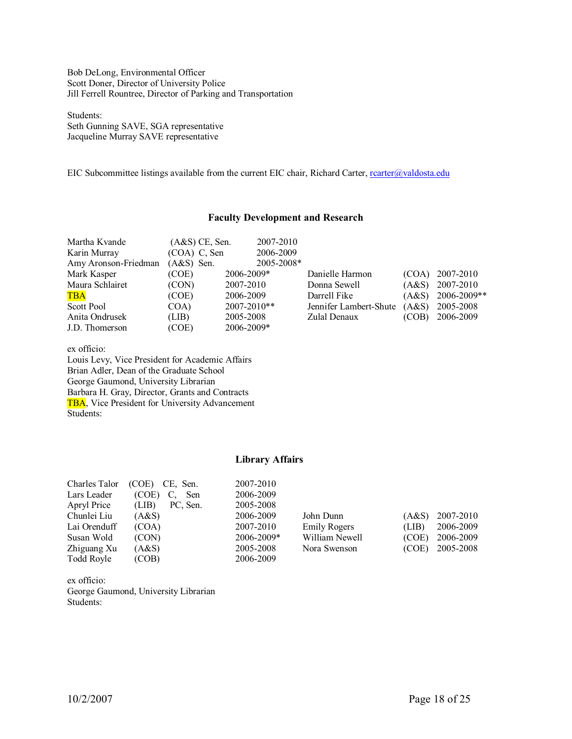Bob DeLong, Environmental Officer
Scott Doner, Director of University Police
Jill Ferrell Rountree, Director of Parking and Transportation

Students:
Seth Gunning SAVE, SGA representative
Jacqueline Murray SAVE representative

EIC Subcommittee listings available from the current EIC chair, Richard Carter, rcarter@valdosta.edu

### Faculty Development and Research

| | | | | | |
|---|---|---|---|---|---|
| Martha Kvande | (A&S) CE, Sen. | 2007-2010 | | | |
| Karin Murray | (COA) C, Sen | 2006-2009 | | | |
| Amy Aronson-Friedman | (A&S) Sen. | 2005-2008* | | | |
| Mark Kasper | (COE) | 2006-2009* | Danielle Harmon | (COA) | 2007-2010 |
| Maura Schlairet | (CON) | 2007-2010 | Donna Sewell | (A&S) | 2007-2010 |
| TBA | (COE) | 2006-2009 | Darrell Fike | (A&S) | 2006-2009** |
| Scott Pool | COA) | 2007-2010** | Jennifer Lambert-Shute | (A&S) | 2005-2008 |
| Anita Ondrusek | (LIB) | 2005-2008 | Zulal Denaux | (COB) | 2006-2009 |
| J.D. Thomerson | (COE) | 2006-2009* | | | |

ex officio:
Louis Levy, Vice President for Academic Affairs
Brian Adler, Dean of the Graduate School
George Gaumond, University Librarian
Barbara H. Gray, Director, Grants and Contracts
TBA, Vice President for University Advancement
Students:

### Library Affairs

| | | | | | | |
|---|---|---|---|---|---|---|
| Charles Talor | (COE) | CE, Sen. | 2007-2010 | | | |
| Lars Leader | (COE) | C, Sen | 2006-2009 | | | |
| Apryl Price | (LIB) | PC, Sen. | 2005-2008 | | | |
| Chunlei Liu | (A&S) | | 2006-2009 | John Dunn | (A&S) | 2007-2010 |
| Lai Orenduff | (COA) | | 2007-2010 | Emily Rogers | (LIB) | 2006-2009 |
| Susan Wold | (CON) | | 2006-2009* | William Newell | (COE) | 2006-2009 |
| Zhiguang Xu | (A&S) | | 2005-2008 | Nora Swenson | (COE) | 2005-2008 |
| Todd Royle | (COB) | | 2006-2009 | | | |

ex officio:
George Gaumond, University Librarian
Students:

10/2/2007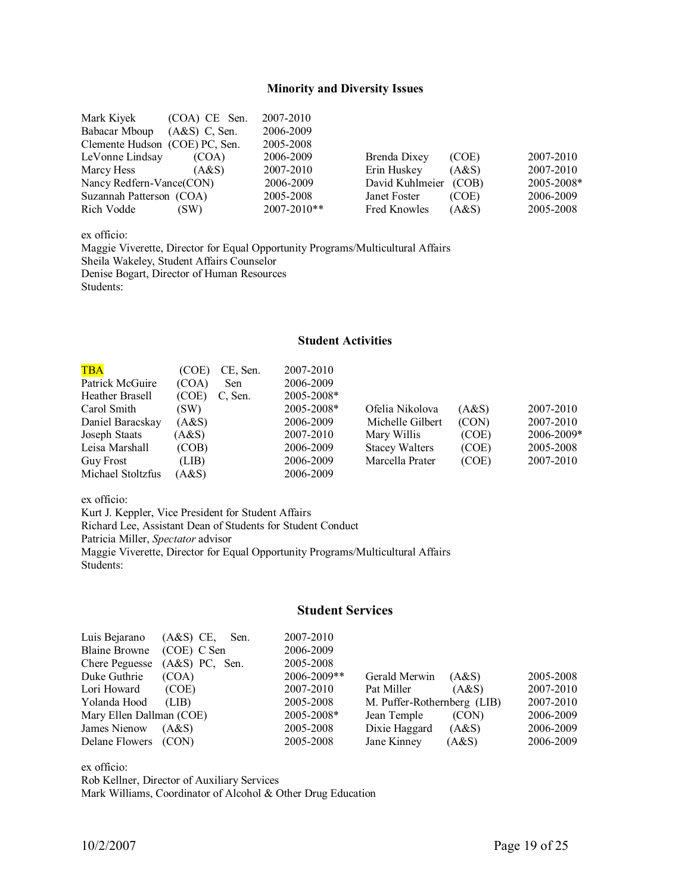### Minority and Diversity Issues

| Name | Unit | Role | Term | Name | Unit | Term |
|---|---|---|---|---|---|---|
| Mark Kiyek | (COA) | CE Sen. | 2007-2010 | | | |
| Babacar Mboup | (A&S) | C, Sen. | 2006-2009 | | | |
| Clemente Hudson | (COE) | PC, Sen. | 2005-2008 | | | |
| LeVonne Lindsay | (COA) | | 2006-2009 | Brenda Dixey | (COE) | 2007-2010 |
| Marcy Hess | (A&S) | | 2007-2010 | Erin Huskey | (A&S) | 2007-2010 |
| Nancy Redfern-Vance | (CON) | | 2006-2009 | David Kuhlmeier | (COB) | 2005-2008* |
| Suzannah Patterson | (COA) | | 2005-2008 | Janet Foster | (COE) | 2006-2009 |
| Rich Vodde | (SW) | | 2007-2010** | Fred Knowles | (A&S) | 2005-2008 |

ex officio:
Maggie Viverette, Director for Equal Opportunity Programs/Multicultural Affairs
Sheila Wakeley, Student Affairs Counselor
Denise Bogart, Director of Human Resources
Students:

### Student Activities

| Name | Unit | Role | Term | Name | Unit | Term |
|---|---|---|---|---|---|---|
| TBA | (COE) | CE, Sen. | 2007-2010 | | | |
| Patrick McGuire | (COA) | Sen | 2006-2009 | | | |
| Heather Brasell | (COE) | C, Sen. | 2005-2008* | | | |
| Carol Smith | (SW) | | 2005-2008* | Ofelia Nikolova | (A&S) | 2007-2010 |
| Daniel Baracskay | (A&S) | | 2006-2009 | Michelle Gilbert | (CON) | 2007-2010 |
| Joseph Staats | (A&S) | | 2007-2010 | Mary Willis | (COE) | 2006-2009* |
| Leisa Marshall | (COB) | | 2006-2009 | Stacey Walters | (COE) | 2005-2008 |
| Guy Frost | (LIB) | | 2006-2009 | Marcella Prater | (COE) | 2007-2010 |
| Michael Stoltzfus | (A&S) | | 2006-2009 | | | |

ex officio:
Kurt J. Keppler, Vice President for Student Affairs
Richard Lee, Assistant Dean of Students for Student Conduct
Patricia Miller, *Spectator* advisor
Maggie Viverette, Director for Equal Opportunity Programs/Multicultural Affairs
Students:

### Student Services

| Name | Unit | Role | Term | Name | Unit | Term |
|---|---|---|---|---|---|---|
| Luis Bejarano | (A&S) | CE, Sen. | 2007-2010 | | | |
| Blaine Browne | (COE) | C Sen | 2006-2009 | | | |
| Chere Peguesse | (A&S) | PC, Sen. | 2005-2008 | | | |
| Duke Guthrie | (COA) | | 2006-2009** | Gerald Merwin | (A&S) | 2005-2008 |
| Lori Howard | (COE) | | 2007-2010 | Pat Miller | (A&S) | 2007-2010 |
| Yolanda Hood | (LIB) | | 2005-2008 | M. Puffer-Rothernberg | (LIB) | 2007-2010 |
| Mary Ellen Dallman | (COE) | | 2005-2008* | Jean Temple | (CON) | 2006-2009 |
| James Nienow | (A&S) | | 2005-2008 | Dixie Haggard | (A&S) | 2006-2009 |
| Delane Flowers | (CON) | | 2005-2008 | Jane Kinney | (A&S) | 2006-2009 |

ex officio:
Rob Kellner, Director of Auxiliary Services
Mark Williams, Coordinator of Alcohol & Other Drug Education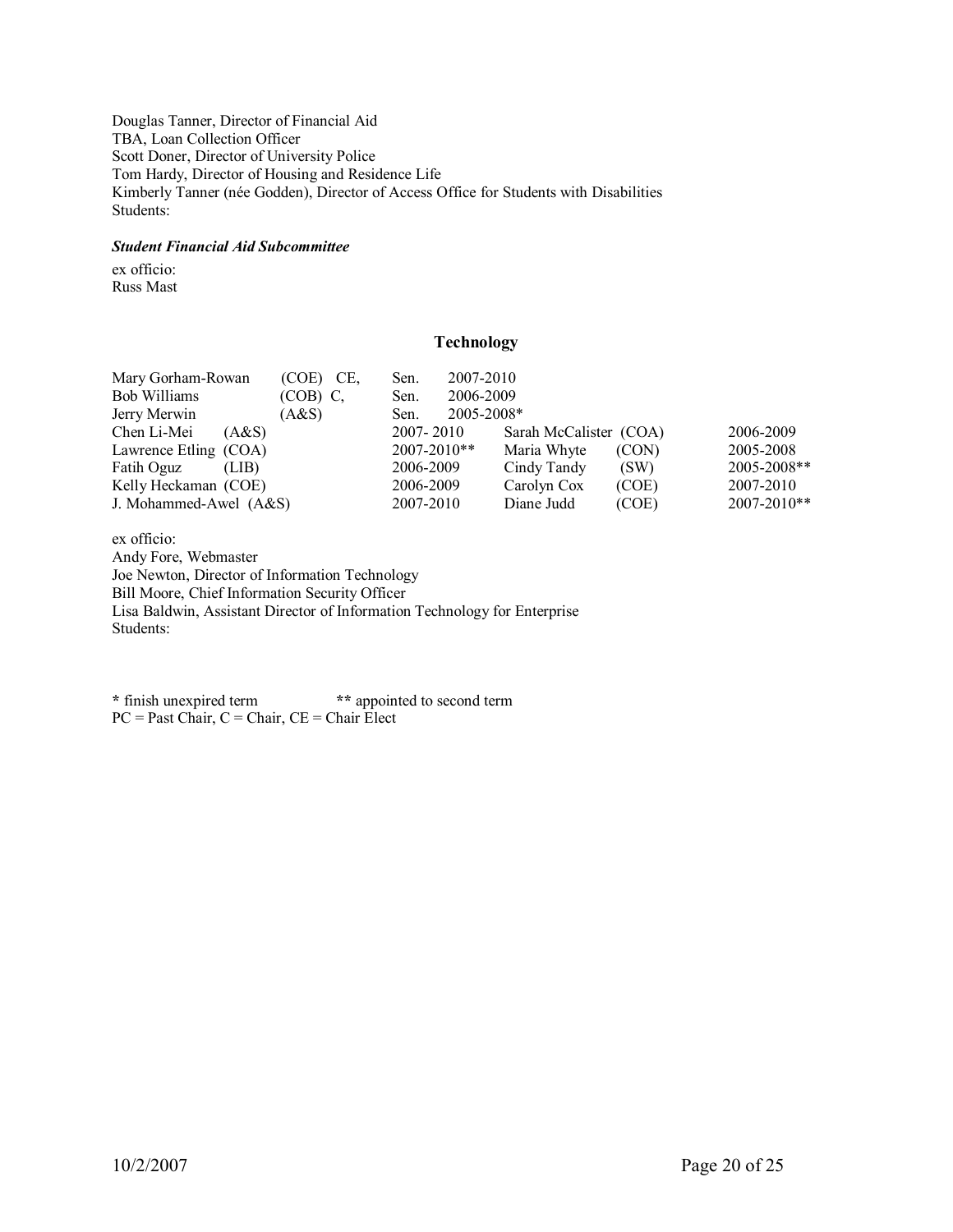Douglas Tanner, Director of Financial Aid
TBA, Loan Collection Officer
Scott Doner, Director of University Police
Tom Hardy, Director of Housing and Residence Life
Kimberly Tanner (née Godden), Director of Access Office for Students with Disabilities
Students:

***Student Financial Aid Subcommittee***

ex officio:
Russ Mast

## Technology

| | | | | | | |
|---|---|---|---|---|---|---|
| Mary Gorham-Rowan | (COE) CE, | Sen. 2007-2010 | | | | |
| Bob Williams | (COB) C, | Sen. 2006-2009 | | | | |
| Jerry Merwin | (A&S) | Sen. 2005-2008* | | | | |
| Chen Li-Mei | (A&S) | 2007- 2010 | Sarah McCalister | (COA) | 2006-2009 |
| Lawrence Etling | (COA) | 2007-2010** | Maria Whyte | (CON) | 2005-2008 |
| Fatih Oguz | (LIB) | 2006-2009 | Cindy Tandy | (SW) | 2005-2008** |
| Kelly Heckaman | (COE) | 2006-2009 | Carolyn Cox | (COE) | 2007-2010 |
| J. Mohammed-Awel | (A&S) | 2007-2010 | Diane Judd | (COE) | 2007-2010** |

ex officio:
Andy Fore, Webmaster
Joe Newton, Director of Information Technology
Bill Moore, Chief Information Security Officer
Lisa Baldwin, Assistant Director of Information Technology for Enterprise
Students:

**\*** finish unexpired term **\*\*** appointed to second term
PC = Past Chair, C = Chair, CE = Chair Elect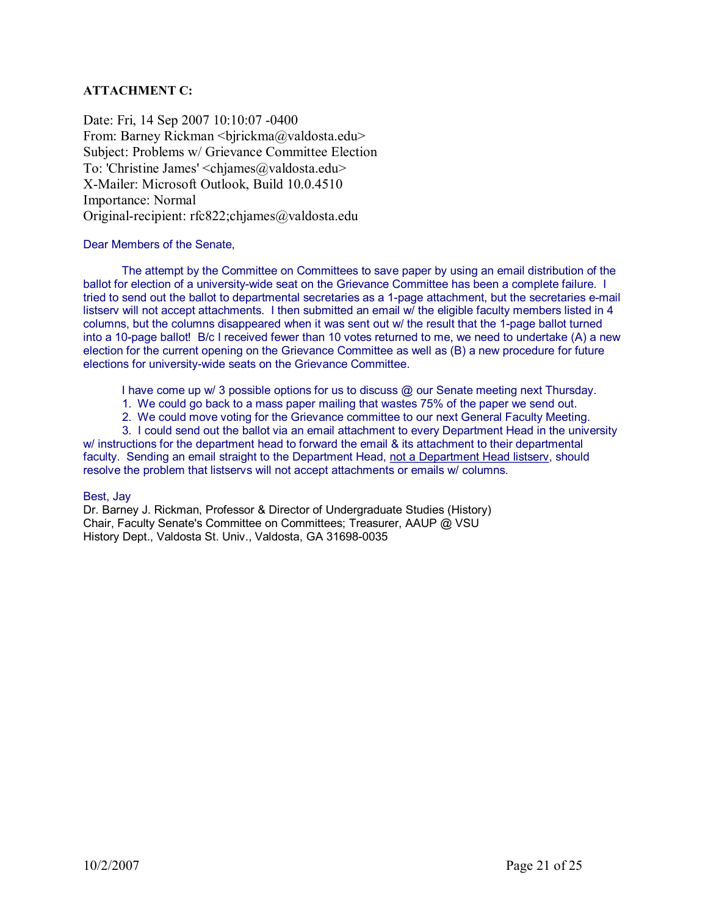**ATTACHMENT C:**

Date: Fri, 14 Sep 2007 10:10:07 -0400
From: Barney Rickman <bjrickma@valdosta.edu>
Subject: Problems w/ Grievance Committee Election
To: 'Christine James' <chjames@valdosta.edu>
X-Mailer: Microsoft Outlook, Build 10.0.4510
Importance: Normal
Original-recipient: rfc822;chjames@valdosta.edu

Dear Members of the Senate,

The attempt by the Committee on Committees to save paper by using an email distribution of the ballot for election of a university-wide seat on the Grievance Committee has been a complete failure. I tried to send out the ballot to departmental secretaries as a 1-page attachment, but the secretaries e-mail listserv will not accept attachments. I then submitted an email w/ the eligible faculty members listed in 4 columns, but the columns disappeared when it was sent out w/ the result that the 1-page ballot turned into a 10-page ballot! B/c I received fewer than 10 votes returned to me, we need to undertake (A) a new election for the current opening on the Grievance Committee as well as (B) a new procedure for future elections for university-wide seats on the Grievance Committee.

I have come up w/ 3 possible options for us to discuss @ our Senate meeting next Thursday.

1. We could go back to a mass paper mailing that wastes 75% of the paper we send out.
2. We could move voting for the Grievance committee to our next General Faculty Meeting.
3. I could send out the ballot via an email attachment to every Department Head in the university w/ instructions for the department head to forward the email & its attachment to their departmental faculty. Sending an email straight to the Department Head, not a Department Head listserv, should resolve the problem that listservs will not accept attachments or emails w/ columns.

Best, Jay
Dr. Barney J. Rickman, Professor & Director of Undergraduate Studies (History)
Chair, Faculty Senate's Committee on Committees; Treasurer, AAUP @ VSU
History Dept., Valdosta St. Univ., Valdosta, GA 31698-0035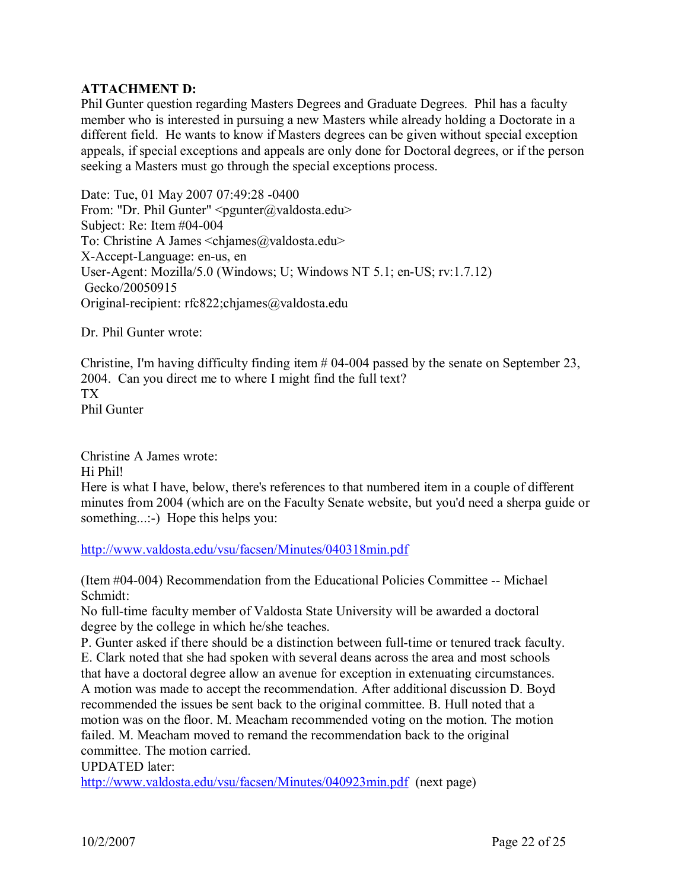**ATTACHMENT D:**
Phil Gunter question regarding Masters Degrees and Graduate Degrees. Phil has a faculty member who is interested in pursuing a new Masters while already holding a Doctorate in a different field. He wants to know if Masters degrees can be given without special exception appeals, if special exceptions and appeals are done for Doctoral degrees, or if the person seeking a Masters must go through the special exceptions process.

Date: Tue, 01 May 2007 07:49:28 -0400
From: "Dr. Phil Gunter" <pgunter@valdosta.edu>
Subject: Re: Item #04-004
To: Christine A James <chjames@valdosta.edu>
X-Accept-Language: en-us, en
User-Agent: Mozilla/5.0 (Windows; U; Windows NT 5.1; en-US; rv:1.7.12)
Gecko/20050915
Original-recipient: rfc822;chjames@valdosta.edu

Dr. Phil Gunter wrote:

Christine, I'm having difficulty finding item # 04-004 passed by the senate on September 23, 2004. Can you direct me to where I might find the full text?
TX
Phil Gunter

Christine A James wrote:
Hi Phil!
Here is what I have, below, there's references to that numbered item in a couple of different minutes from 2004 (which are on the Faculty Senate website, but you'd need a sherpa guide or something...:-) Hope this helps you:

http://www.valdosta.edu/vsu/facsen/Minutes/040318min.pdf

(Item #04-004) Recommendation from the Educational Policies Committee -- Michael Schmidt:
No full-time faculty member of Valdosta State University will be awarded a doctoral degree by the college in which he/she teaches.
P. Gunter asked if there should be a distinction between full-time or tenured track faculty. E. Clark noted that she had spoken with several deans across the area and most schools that have a doctoral degree allow an avenue for exception in extenuating circumstances. A motion was made to accept the recommendation. After additional discussion D. Boyd recommended the issues be sent back to the original committee. B. Hull noted that a motion was on the floor. M. Meacham recommended voting on the motion. The motion failed. M. Meacham moved to remand the recommendation back to the original committee. The motion carried.
UPDATED later:
http://www.valdosta.edu/vsu/facsen/Minutes/040923min.pdf (next page)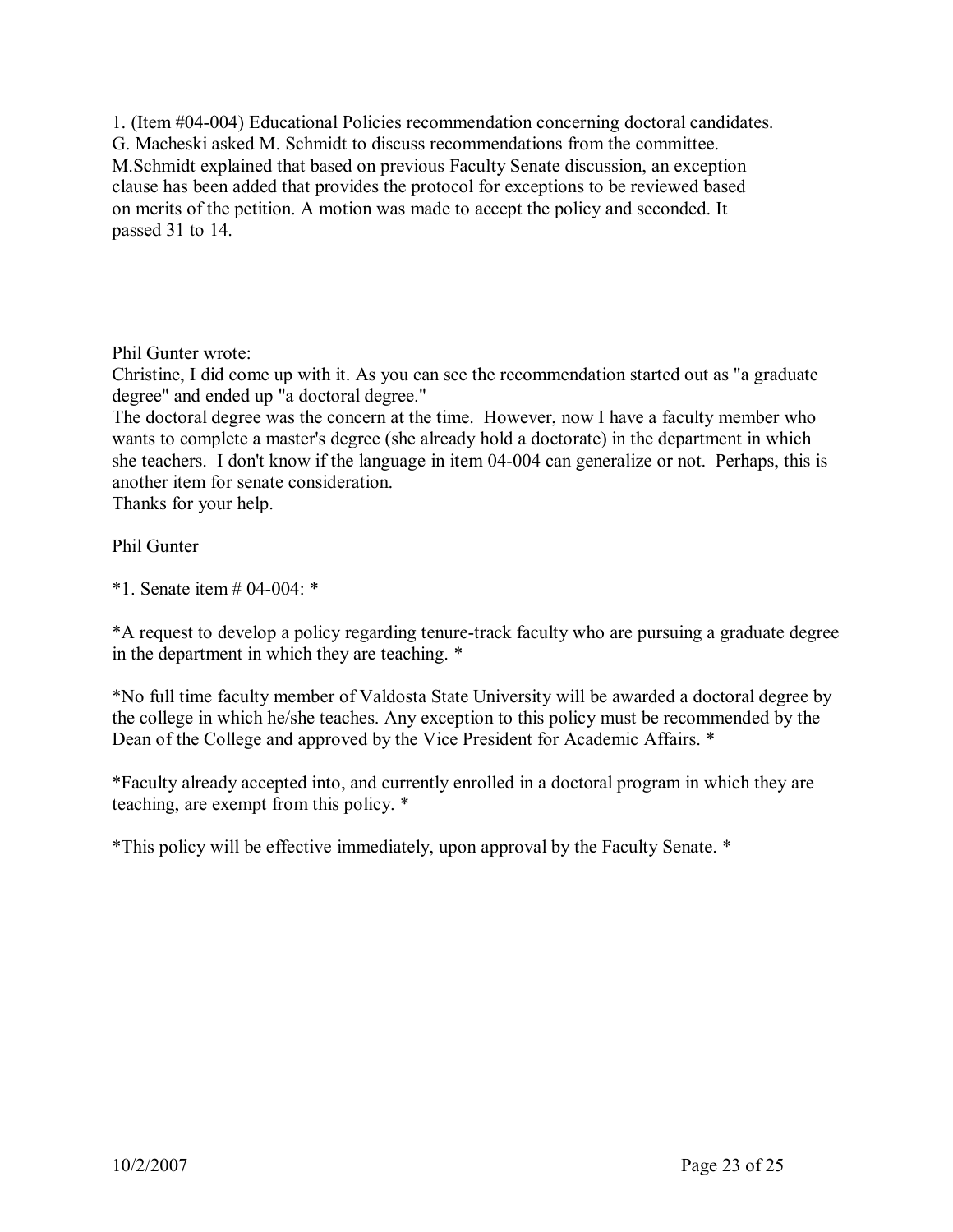1. (Item #04-004) Educational Policies recommendation concerning doctoral candidates. G. Macheski asked M. Schmidt to discuss recommendations from the committee. M.Schmidt explained that based on previous Faculty Senate discussion, an exception clause has been added that provides the protocol for exceptions to be reviewed based on merits of the petition. A motion was made to accept the policy and seconded. It passed 31 to 14.

Phil Gunter wrote:
Christine, I did come up with it. As you can see the recommendation started out as "a graduate degree" and ended up "a doctoral degree."
The doctoral degree was the concern at the time. However, now I have a faculty member who wants to complete a master's degree (she already hold a doctorate) in the department in which she teachers. I don't know if the language in item 04-004 can generalize or not. Perhaps, this is another item for senate consideration.
Thanks for your help.

Phil Gunter

*1. Senate item # 04-004: *

*A request to develop a policy regarding tenure-track faculty who are pursuing a graduate degree in the department in which they are teaching. *

*No full time faculty member of Valdosta State University will be awarded a doctoral degree by the college in which he/she teaches. Any exception to this policy must be recommended by the Dean of the College and approved by the Vice President for Academic Affairs. *

*Faculty already accepted into, and currently enrolled in a doctoral program in which they are teaching, are exempt from this policy. *

*This policy will be effective immediately, upon approval by the Faculty Senate. *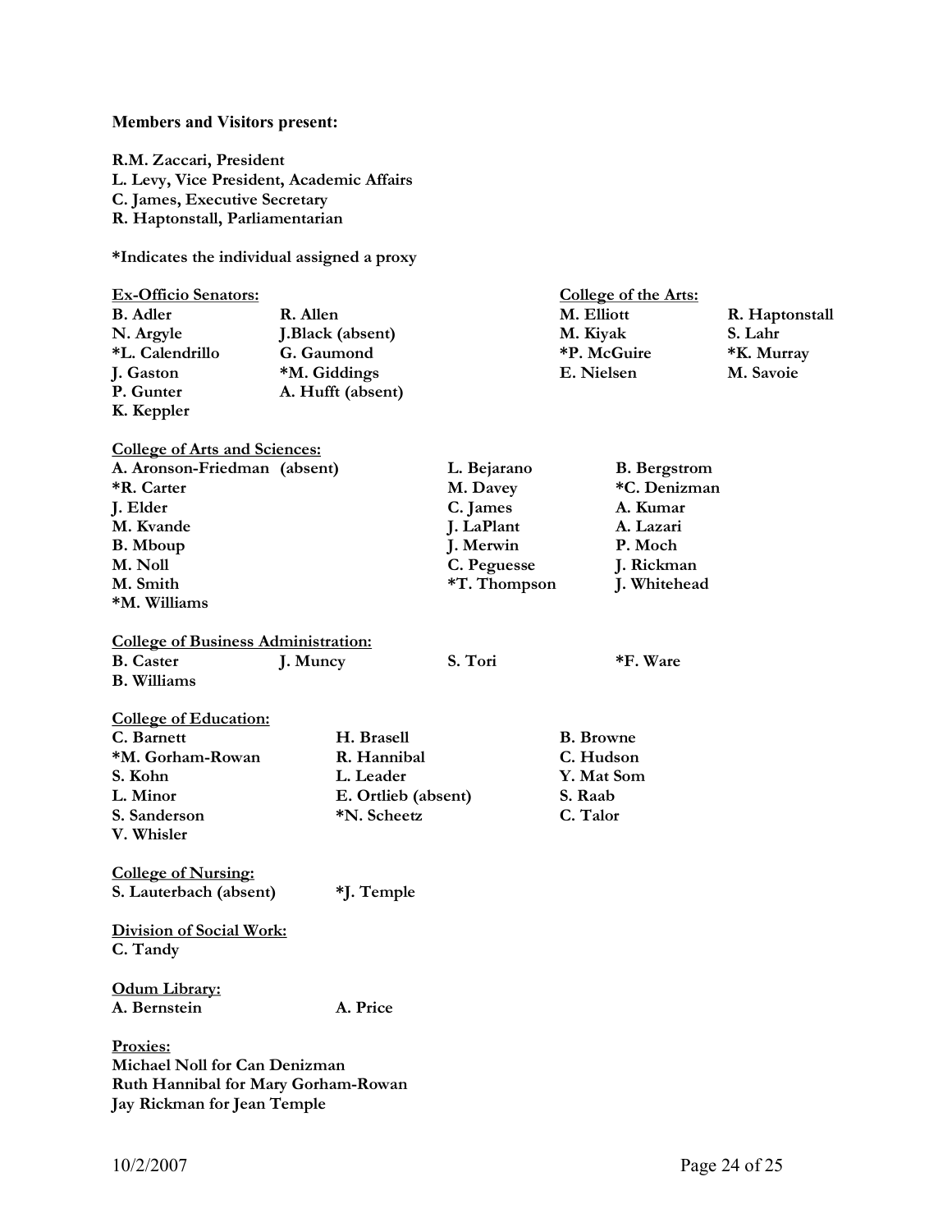**Members and Visitors present:**

**R.M. Zaccari, President**
**L. Levy, Vice President, Academic Affairs**
**C. James, Executive Secretary**
**R. Haptonstall, Parliamentarian**

***Indicates the individual assigned a proxy**

**Ex-Officio Senators:**

**B. Adler** | **R. Allen**
**N. Argyle** | **J.Black (absent)**
***L. Calendrillo** | **G. Gaumond**
**J. Gaston** | ***M. Giddings**
**P. Gunter** | **A. Hufft (absent)**
**K. Keppler**

**College of the Arts:**

**M. Elliott** | **R. Haptonstall**
**M. Kiyak** | **S. Lahr**
***P. McGuire** | ***K. Murray**
**E. Nielsen** | **M. Savoie**

**College of Arts and Sciences:**

**A. Aronson-Friedman (absent)** | **L. Bejarano** | **B. Bergstrom**
***R. Carter** | **M. Davey** | ***C. Denizman**
**J. Elder** | **C. James** | **A. Kumar**
**M. Kvande** | **J. LaPlant** | **A. Lazari**
**B. Mboup** | **J. Merwin** | **P. Moch**
**M. Noll** | **C. Peguesse** | **J. Rickman**
**M. Smith** | ***T. Thompson** | **J. Whitehead**
***M. Williams**

**College of Business Administration:**

**B. Caster** | **J. Muncy** | **S. Tori** | ***F. Ware**
**B. Williams**

**College of Education:**

**C. Barnett** | **H. Brasell** | **B. Browne**
***M. Gorham-Rowan** | **R. Hannibal** | **C. Hudson**
**S. Kohn** | **L. Leader** | **Y. Mat Som**
**L. Minor** | **E. Ortlieb (absent)** | **S. Raab**
**S. Sanderson** | ***N. Scheetz** | **C. Talor**
**V. Whisler**

**College of Nursing:**

**S. Lauterbach (absent)** | ***J. Temple**

**Division of Social Work:**

**C. Tandy**

**Odum Library:**

**A. Bernstein** | **A. Price**

**Proxies:**

**Michael Noll for Can Denizman**
**Ruth Hannibal for Mary Gorham-Rowan**
**Jay Rickman for Jean Temple**

10/2/2007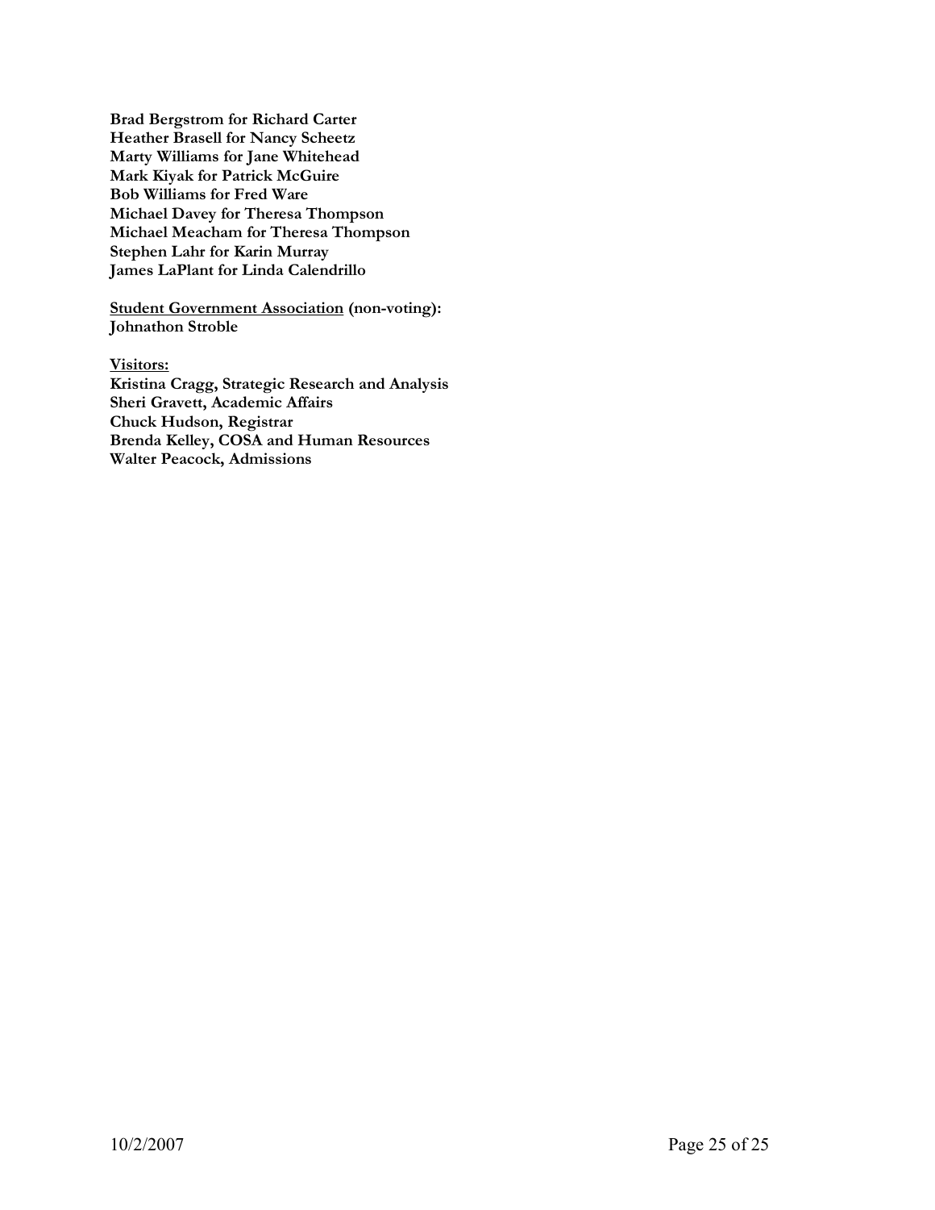**Brad Bergstrom for Richard Carter**
**Heather Brasell for Nancy Scheetz**
**Marty Williams for Jane Whitehead**
**Mark Kiyak for Patrick McGuire**
**Bob Williams for Fred Ware**
**Michael Davey for Theresa Thompson**
**Michael Meacham for Theresa Thompson**
**Stephen Lahr for Karin Murray**
**James LaPlant for Linda Calendrillo**

<u>**Student Government Association**</u> **(non-voting):**
**Johnathon Stroble**

<u>**Visitors:**</u>
**Kristina Cragg, Strategic Research and Analysis**
**Sheri Gravett, Academic Affairs**
**Chuck Hudson, Registrar**
**Brenda Kelley, COSA and Human Resources**
**Walter Peacock, Admissions**